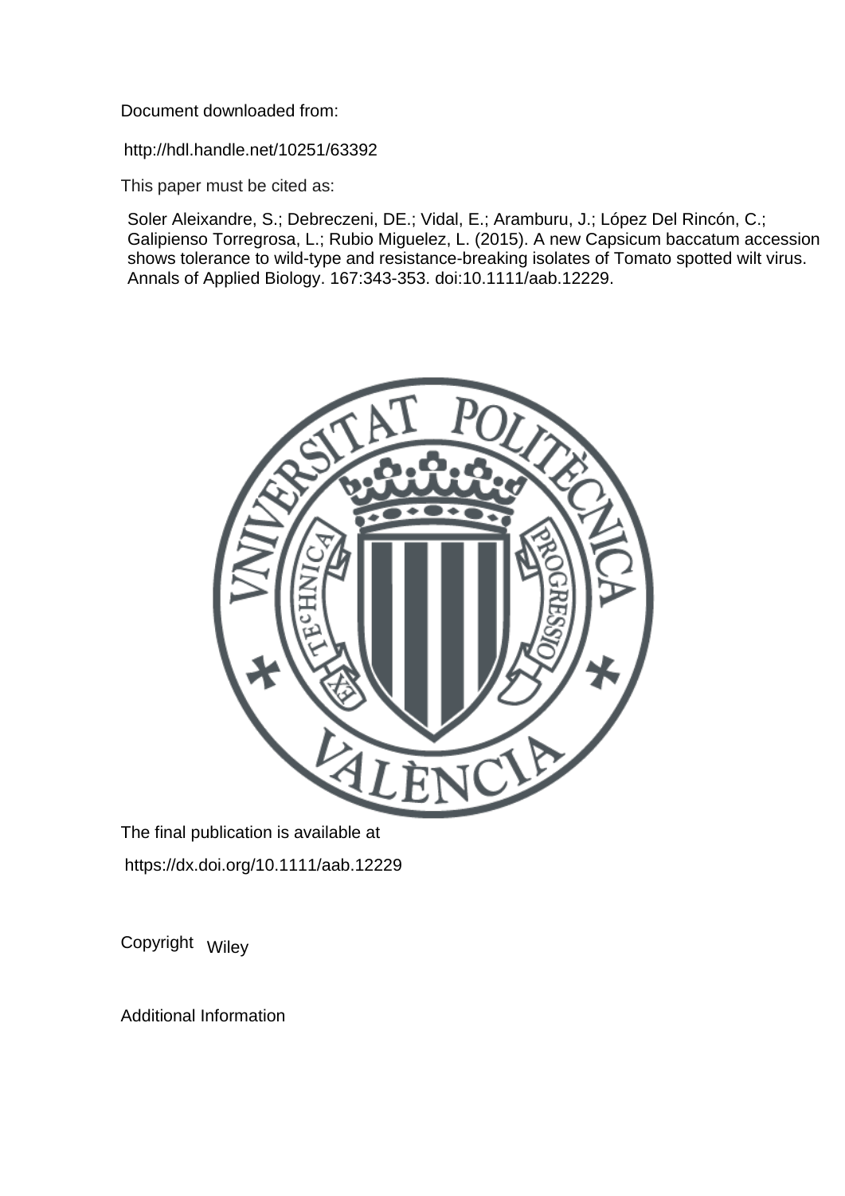Document downloaded from:

http://hdl.handle.net/10251/63392

This paper must be cited as:

Soler Aleixandre, S.; Debreczeni, DE.; Vidal, E.; Aramburu, J.; López Del Rincón, C.; Galipienso Torregrosa, L.; Rubio Miguelez, L. (2015). A new Capsicum baccatum accession shows tolerance to wild-type and resistance-breaking isolates of Tomato spotted wilt virus. Annals of Applied Biology. 167:343-353. doi:10.1111/aab.12229.

The final publication is available at

https://dx.doi.org/10.1111/aab.12229

Copyright Wiley

Additional Information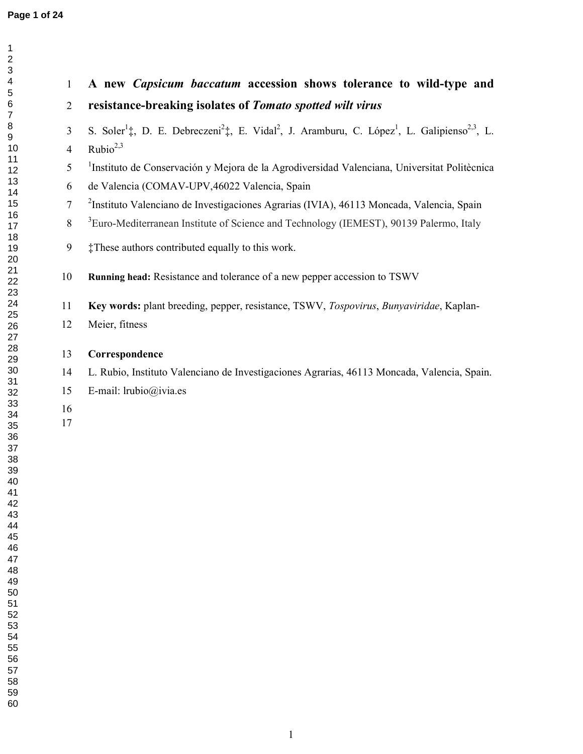# A new *Capsicum baccatum* accession shows tolerance to wild-type and resistance-breaking isolates of *Tomato spotted wilt virus*

S. Soler[1]‡, D. E. Debreczeni[2]‡, E. Vidal[2], J. Aramburu, C. López[1], L. Galipienso[2,3], L. Rubio[2,3]

[1]Instituto de Conservación y Mejora de la Agrodiversidad Valenciana, Universitat Politècnica de Valencia (COMAV-UPV,46022 Valencia, Spain

[2]Instituto Valenciano de Investigaciones Agrarias (IVIA), 46113 Moncada, Valencia, Spain

[3]Euro-Mediterranean Institute of Science and Technology (IEMEST), 90139 Palermo, Italy

‡These authors contributed equally to this work.

**Running head:** Resistance and tolerance of a new pepper accession to TSWV

**Key words:** plant breeding, pepper, resistance, TSWV, *Tospovirus*, *Bunyaviridae*, Kaplan-Meier, fitness

**Correspondence**

L. Rubio, Instituto Valenciano de Investigaciones Agrarias, 46113 Moncada, Valencia, Spain.

E-mail: lrubio@ivia.es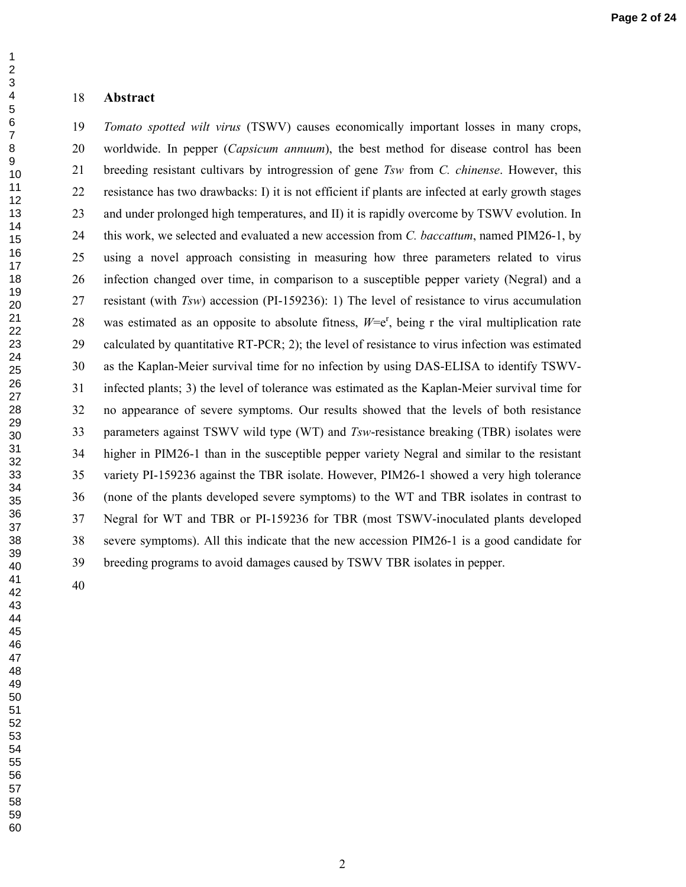## Abstract

*Tomato spotted wilt virus* (TSWV) causes economically important losses in many crops, worldwide. In pepper (*Capsicum annuum*), the best method for disease control has been breeding resistant cultivars by introgression of gene *Tsw* from *C. chinense*. However, this resistance has two drawbacks: I) it is not efficient if plants are infected at early growth stages and under prolonged high temperatures, and II) it is rapidly overcome by TSWV evolution. In this work, we selected and evaluated a new accession from *C. baccattum*, named PIM26-1, by using a novel approach consisting in measuring how three parameters related to virus infection changed over time, in comparison to a susceptible pepper variety (Negral) and a resistant (with *Tsw*) accession (PI-159236): 1) The level of resistance to virus accumulation was estimated as an opposite to absolute fitness, $W=e^r$, being r the viral multiplication rate calculated by quantitative RT-PCR; 2); the level of resistance to virus infection was estimated as the Kaplan-Meier survival time for no infection by using DAS-ELISA to identify TSWV-infected plants; 3) the level of tolerance was estimated as the Kaplan-Meier survival time for no appearance of severe symptoms. Our results showed that the levels of both resistance parameters against TSWV wild type (WT) and *Tsw*-resistance breaking (TBR) isolates were higher in PIM26-1 than in the susceptible pepper variety Negral and similar to the resistant variety PI-159236 against the TBR isolate. However, PIM26-1 showed a very high tolerance (none of the plants developed severe symptoms) to the WT and TBR isolates in contrast to Negral for WT and TBR or PI-159236 for TBR (most TSWV-inoculated plants developed severe symptoms). All this indicate that the new accession PIM26-1 is a good candidate for breeding programs to avoid damages caused by TSWV TBR isolates in pepper.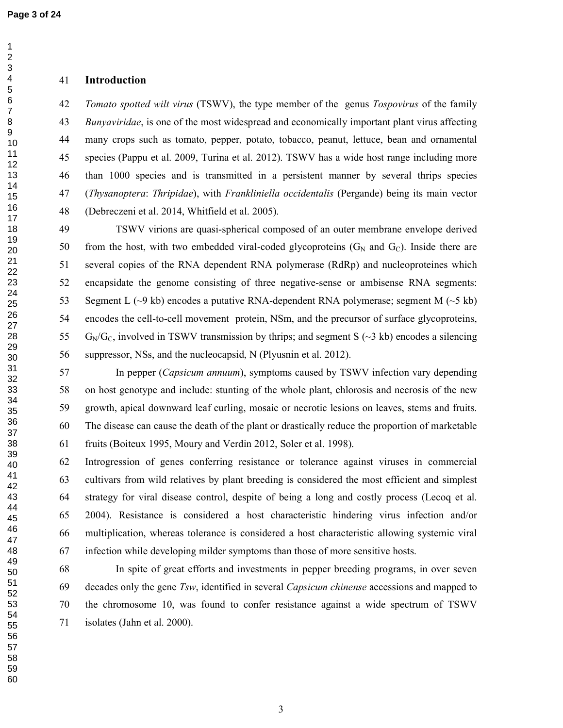## Introduction

*Tomato spotted wilt virus* (TSWV), the type member of the genus *Tospovirus* of the family *Bunyaviridae*, is one of the most widespread and economically important plant virus affecting many crops such as tomato, pepper, potato, tobacco, peanut, lettuce, bean and ornamental species (Pappu et al. 2009, Turina et al. 2012). TSWV has a wide host range including more than 1000 species and is transmitted in a persistent manner by several thrips species (*Thysanoptera*: *Thripidae*), with *Frankliniella occidentalis* (Pergande) being its main vector (Debreczeni et al. 2014, Whitfield et al. 2005).

TSWV virions are quasi-spherical composed of an outer membrane envelope derived from the host, with two embedded viral-coded glycoproteins ($G_N$ and $G_C$). Inside there are several copies of the RNA dependent RNA polymerase (RdRp) and nucleoproteines which encapsidate the genome consisting of three negative-sense or ambisense RNA segments: Segment L (~9 kb) encodes a putative RNA-dependent RNA polymerase; segment M (~5 kb) encodes the cell-to-cell movement protein, NSm, and the precursor of surface glycoproteins, $G_N/G_C$, involved in TSWV transmission by thrips; and segment S (~3 kb) encodes a silencing suppressor, NSs, and the nucleocapsid, N (Plyusnin et al. 2012).

In pepper (*Capsicum annuum*), symptoms caused by TSWV infection vary depending on host genotype and include: stunting of the whole plant, chlorosis and necrosis of the new growth, apical downward leaf curling, mosaic or necrotic lesions on leaves, stems and fruits. The disease can cause the death of the plant or drastically reduce the proportion of marketable fruits (Boiteux 1995, Moury and Verdin 2012, Soler et al. 1998).

Introgression of genes conferring resistance or tolerance against viruses in commercial cultivars from wild relatives by plant breeding is considered the most efficient and simplest strategy for viral disease control, despite of being a long and costly process (Lecoq et al. 2004). Resistance is considered a host characteristic hindering virus infection and/or multiplication, whereas tolerance is considered a host characteristic allowing systemic viral infection while developing milder symptoms than those of more sensitive hosts.

In spite of great efforts and investments in pepper breeding programs, in over seven decades only the gene *Tsw*, identified in several *Capsicum chinense* accessions and mapped to the chromosome 10, was found to confer resistance against a wide spectrum of TSWV isolates (Jahn et al. 2000).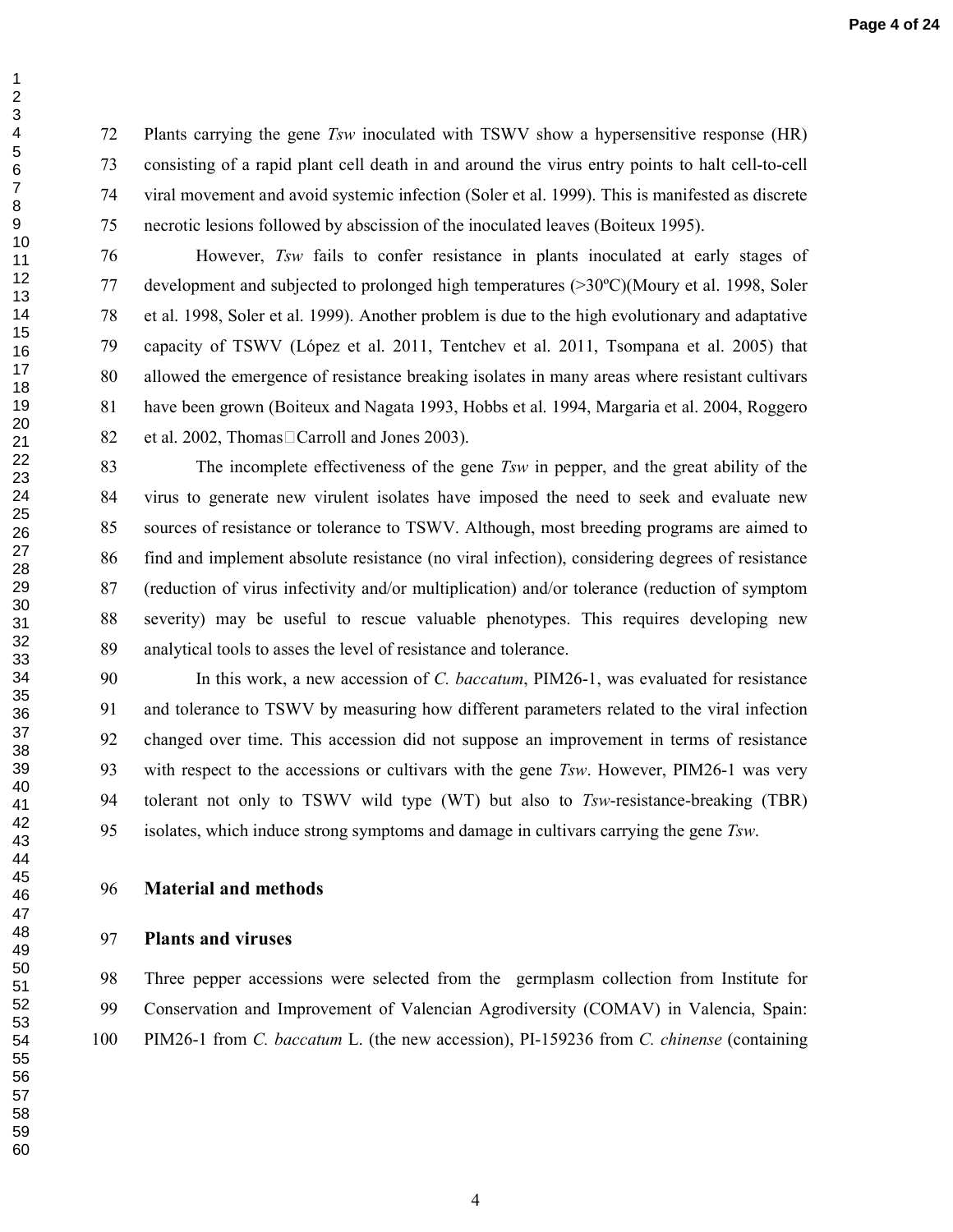Plants carrying the gene *Tsw* inoculated with TSWV show a hypersensitive response (HR) consisting of a rapid plant cell death in and around the virus entry points to halt cell-to-cell viral movement and avoid systemic infection (Soler et al. 1999). This is manifested as discrete necrotic lesions followed by abscission of the inoculated leaves (Boiteux 1995).

However, *Tsw* fails to confer resistance in plants inoculated at early stages of development and subjected to prolonged high temperatures (>30ºC)(Moury et al. 1998, Soler et al. 1998, Soler et al. 1999). Another problem is due to the high evolutionary and adaptative capacity of TSWV (López et al. 2011, Tentchev et al. 2011, Tsompana et al. 2005) that allowed the emergence of resistance breaking isolates in many areas where resistant cultivars have been grown (Boiteux and Nagata 1993, Hobbs et al. 1994, Margaria et al. 2004, Roggero et al. 2002, Thomas‐Carroll and Jones 2003).

The incomplete effectiveness of the gene *Tsw* in pepper, and the great ability of the virus to generate new virulent isolates have imposed the need to seek and evaluate new sources of resistance or tolerance to TSWV. Although, most breeding programs are aimed to find and implement absolute resistance (no viral infection), considering degrees of resistance (reduction of virus infectivity and/or multiplication) and/or tolerance (reduction of symptom severity) may be useful to rescue valuable phenotypes. This requires developing new analytical tools to asses the level of resistance and tolerance.

In this work, a new accession of *C. baccatum*, PIM26-1, was evaluated for resistance and tolerance to TSWV by measuring how different parameters related to the viral infection changed over time. This accession did not suppose an improvement in terms of resistance with respect to the accessions or cultivars with the gene *Tsw*. However, PIM26-1 was very tolerant not only to TSWV wild type (WT) but also to *Tsw*-resistance-breaking (TBR) isolates, which induce strong symptoms and damage in cultivars carrying the gene *Tsw*.

## Material and methods

### Plants and viruses

Three pepper accessions were selected from the germplasm collection from Institute for Conservation and Improvement of Valencian Agrodiversity (COMAV) in Valencia, Spain: PIM26-1 from *C. baccatum* L. (the new accession), PI-159236 from *C. chinense* (containing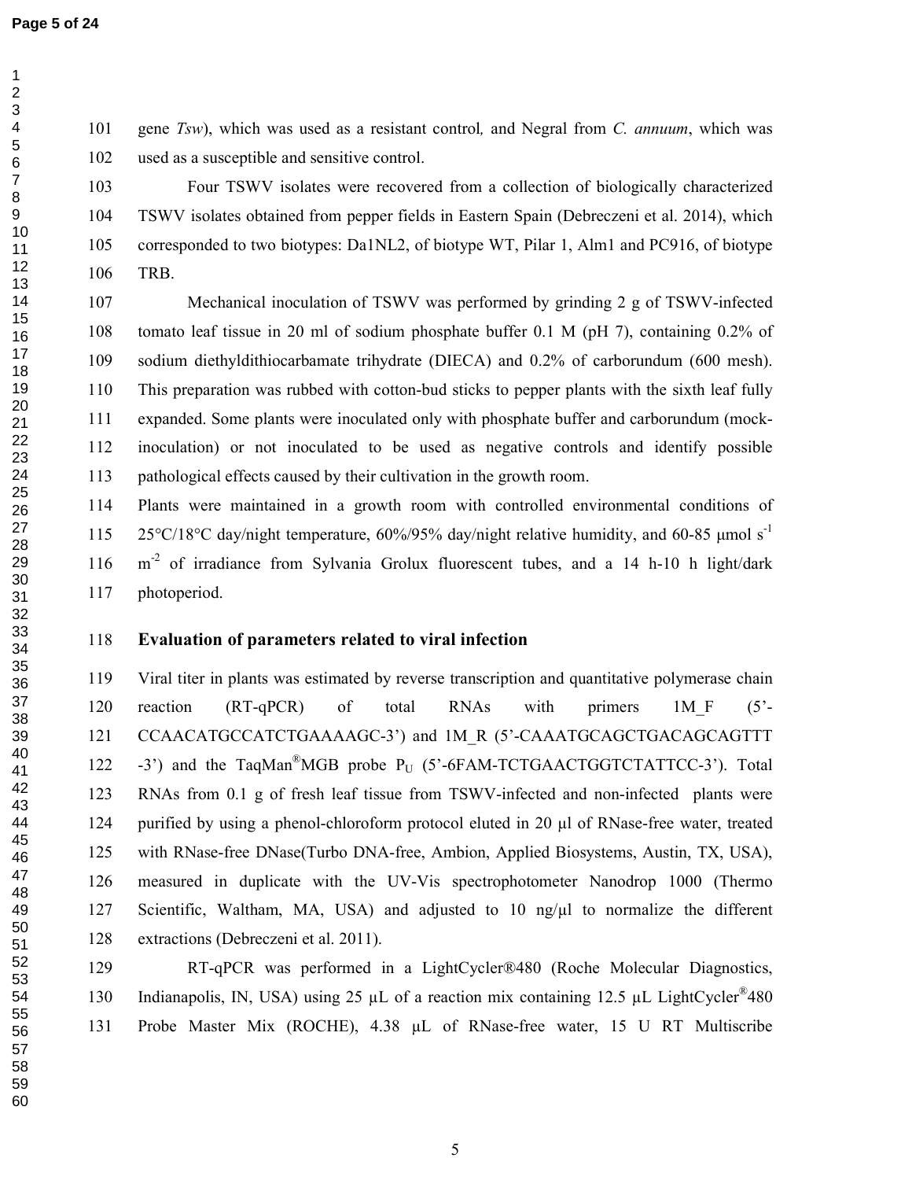gene *Tsw*), which was used as a resistant control*,* and Negral from *C. annuum*, which was used as a susceptible and sensitive control.

Four TSWV isolates were recovered from a collection of biologically characterized TSWV isolates obtained from pepper fields in Eastern Spain (Debreczeni et al. 2014), which corresponded to two biotypes: Da1NL2, of biotype WT, Pilar 1, Alm1 and PC916, of biotype TRB.

Mechanical inoculation of TSWV was performed by grinding 2 g of TSWV-infected tomato leaf tissue in 20 ml of sodium phosphate buffer 0.1 M (pH 7), containing 0.2% of sodium diethyldithiocarbamate trihydrate (DIECA) and 0.2% of carborundum (600 mesh). This preparation was rubbed with cotton-bud sticks to pepper plants with the sixth leaf fully expanded. Some plants were inoculated only with phosphate buffer and carborundum (mock-inoculation) or not inoculated to be used as negative controls and identify possible pathological effects caused by their cultivation in the growth room.

Plants were maintained in a growth room with controlled environmental conditions of 25°C/18°C day/night temperature, 60%/95% day/night relative humidity, and 60-85 μmol $s^{-1}$ $m^{-2}$ of irradiance from Sylvania Grolux fluorescent tubes, and a 14 h-10 h light/dark photoperiod.

## Evaluation of parameters related to viral infection

Viral titer in plants was estimated by reverse transcription and quantitative polymerase chain reaction (RT-qPCR) of total RNAs with primers 1M_F (5’-CCAACATGCCATCTGAAAAGC-3’) and 1M_R (5’-CAAATGCAGCTGACAGCAGTTT -3’) and the TaqMan®MGB probe $P_U$ (5’-6FAM-TCTGAACTGGTCTATTCC-3’). Total RNAs from 0.1 g of fresh leaf tissue from TSWV-infected and non-infected plants were purified by using a phenol-chloroform protocol eluted in 20 µl of RNase-free water, treated with RNase-free DNase(Turbo DNA-free, Ambion, Applied Biosystems, Austin, TX, USA), measured in duplicate with the UV-Vis spectrophotometer Nanodrop 1000 (Thermo Scientific, Waltham, MA, USA) and adjusted to 10 ng/µl to normalize the different extractions (Debreczeni et al. 2011).

RT-qPCR was performed in a LightCycler®480 (Roche Molecular Diagnostics, Indianapolis, IN, USA) using 25 μL of a reaction mix containing 12.5 μL LightCycler®480 Probe Master Mix (ROCHE), 4.38 μL of RNase-free water, 15 U RT Multiscribe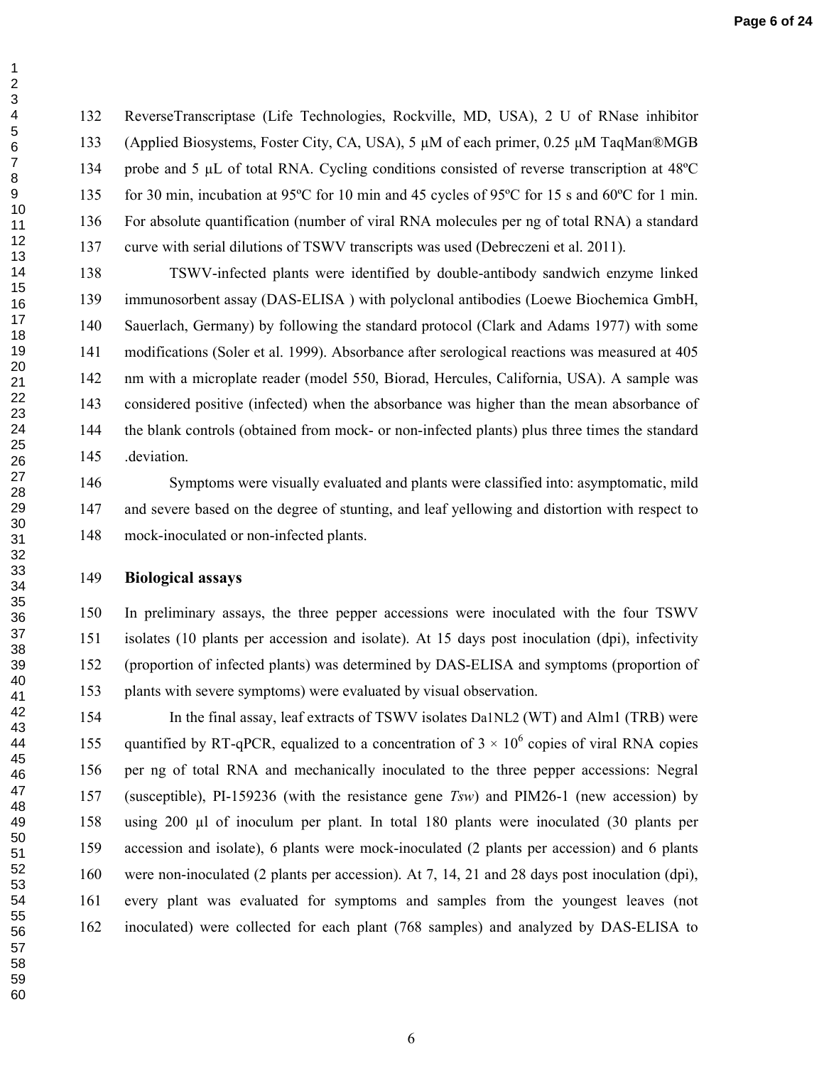ReverseTranscriptase (Life Technologies, Rockville, MD, USA), 2 U of RNase inhibitor (Applied Biosystems, Foster City, CA, USA), 5 µM of each primer, 0.25 µM TaqMan®MGB probe and 5 µL of total RNA. Cycling conditions consisted of reverse transcription at 48ºC for 30 min, incubation at 95ºC for 10 min and 45 cycles of 95ºC for 15 s and 60ºC for 1 min. For absolute quantification (number of viral RNA molecules per ng of total RNA) a standard curve with serial dilutions of TSWV transcripts was used (Debreczeni et al. 2011).

TSWV-infected plants were identified by double-antibody sandwich enzyme linked immunosorbent assay (DAS-ELISA ) with polyclonal antibodies (Loewe Biochemica GmbH, Sauerlach, Germany) by following the standard protocol (Clark and Adams 1977) with some modifications (Soler et al. 1999). Absorbance after serological reactions was measured at 405 nm with a microplate reader (model 550, Biorad, Hercules, California, USA). A sample was considered positive (infected) when the absorbance was higher than the mean absorbance of the blank controls (obtained from mock- or non-infected plants) plus three times the standard .deviation.

Symptoms were visually evaluated and plants were classified into: asymptomatic, mild and severe based on the degree of stunting, and leaf yellowing and distortion with respect to mock-inoculated or non-infected plants.

## Biological assays

In preliminary assays, the three pepper accessions were inoculated with the four TSWV isolates (10 plants per accession and isolate). At 15 days post inoculation (dpi), infectivity (proportion of infected plants) was determined by DAS-ELISA and symptoms (proportion of plants with severe symptoms) were evaluated by visual observation.

In the final assay, leaf extracts of TSWV isolates Da1NL2 (WT) and Alm1 (TRB) were quantified by RT-qPCR, equalized to a concentration of $3 \times 10^6$ copies of viral RNA copies per ng of total RNA and mechanically inoculated to the three pepper accessions: Negral (susceptible), PI-159236 (with the resistance gene *Tsw*) and PIM26-1 (new accession) by using 200 µl of inoculum per plant. In total 180 plants were inoculated (30 plants per accession and isolate), 6 plants were mock-inoculated (2 plants per accession) and 6 plants were non-inoculated (2 plants per accession). At 7, 14, 21 and 28 days post inoculation (dpi), every plant was evaluated for symptoms and samples from the youngest leaves (not inoculated) were collected for each plant (768 samples) and analyzed by DAS-ELISA to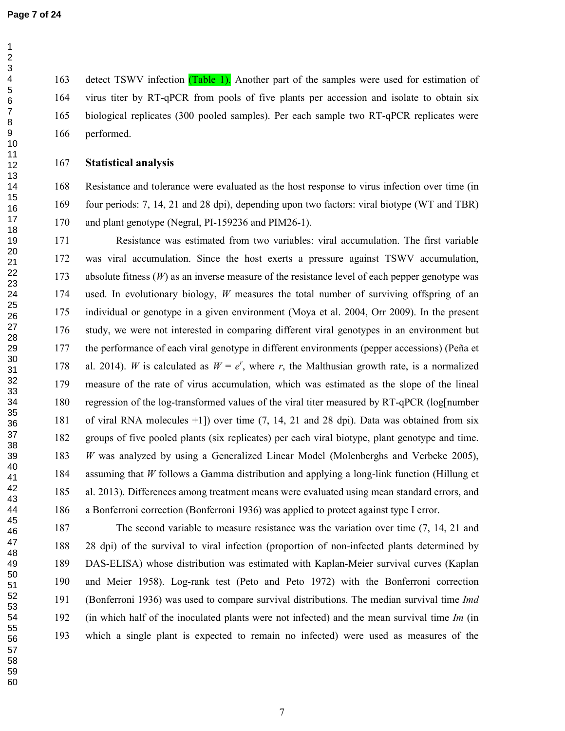detect TSWV infection (Table 1). Another part of the samples were used for estimation of virus titer by RT-qPCR from pools of five plants per accession and isolate to obtain six biological replicates (300 pooled samples). Per each sample two RT-qPCR replicates were performed.

## Statistical analysis

Resistance and tolerance were evaluated as the host response to virus infection over time (in four periods: 7, 14, 21 and 28 dpi), depending upon two factors: viral biotype (WT and TBR) and plant genotype (Negral, PI-159236 and PIM26-1).

Resistance was estimated from two variables: viral accumulation. The first variable was viral accumulation. Since the host exerts a pressure against TSWV accumulation, absolute fitness ($W$) as an inverse measure of the resistance level of each pepper genotype was used. In evolutionary biology, $W$ measures the total number of surviving offspring of an individual or genotype in a given environment (Moya et al. 2004, Orr 2009). In the present study, we were not interested in comparing different viral genotypes in an environment but the performance of each viral genotype in different environments (pepper accessions) (Peña et al. 2014). $W$ is calculated as $W = e^r$, where $r$, the Malthusian growth rate, is a normalized measure of the rate of virus accumulation, which was estimated as the slope of the lineal regression of the log-transformed values of the viral titer measured by RT-qPCR (log[number of viral RNA molecules +1]) over time (7, 14, 21 and 28 dpi). Data was obtained from six groups of five pooled plants (six replicates) per each viral biotype, plant genotype and time. $W$ was analyzed by using a Generalized Linear Model (Molenberghs and Verbeke 2005), assuming that $W$ follows a Gamma distribution and applying a long-link function (Hillung et al. 2013). Differences among treatment means were evaluated using mean standard errors, and a Bonferroni correction (Bonferroni 1936) was applied to protect against type I error.

The second variable to measure resistance was the variation over time (7, 14, 21 and 28 dpi) of the survival to viral infection (proportion of non-infected plants determined by DAS-ELISA) whose distribution was estimated with Kaplan-Meier survival curves (Kaplan and Meier 1958). Log-rank test (Peto and Peto 1972) with the Bonferroni correction (Bonferroni 1936) was used to compare survival distributions. The median survival time *Imd* (in which half of the inoculated plants were not infected) and the mean survival time *Im* (in which a single plant is expected to remain no infected) were used as measures of the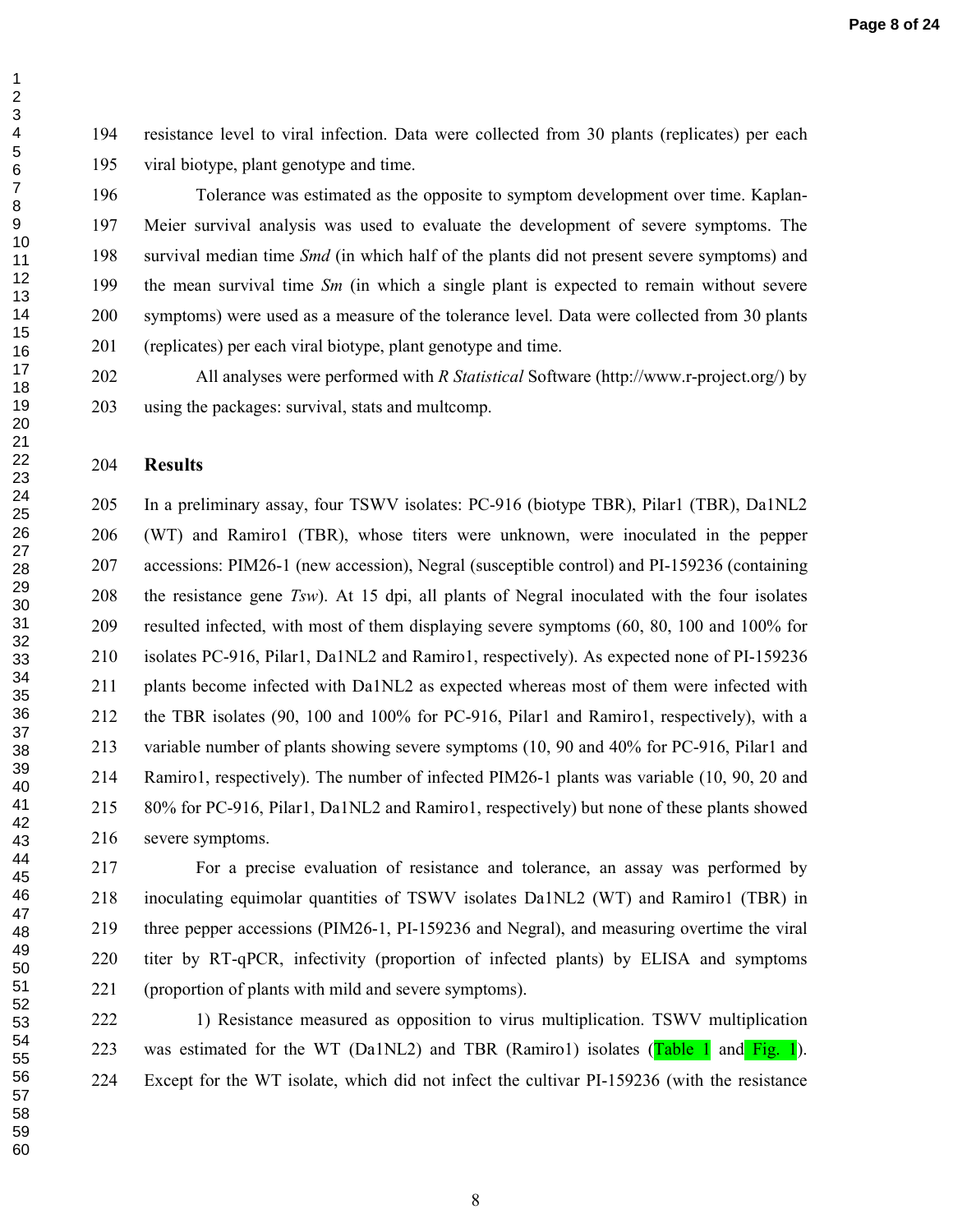resistance level to viral infection. Data were collected from 30 plants (replicates) per each viral biotype, plant genotype and time.

Tolerance was estimated as the opposite to symptom development over time. Kaplan-Meier survival analysis was used to evaluate the development of severe symptoms. The survival median time *Smd* (in which half of the plants did not present severe symptoms) and the mean survival time *Sm* (in which a single plant is expected to remain without severe symptoms) were used as a measure of the tolerance level. Data were collected from 30 plants (replicates) per each viral biotype, plant genotype and time.

All analyses were performed with *R Statistical* Software (http://www.r-project.org/) by using the packages: survival, stats and multcomp.

## Results

In a preliminary assay, four TSWV isolates: PC-916 (biotype TBR), Pilar1 (TBR), Da1NL2 (WT) and Ramiro1 (TBR), whose titers were unknown, were inoculated in the pepper accessions: PIM26-1 (new accession), Negral (susceptible control) and PI-159236 (containing the resistance gene *Tsw*). At 15 dpi, all plants of Negral inoculated with the four isolates resulted infected, with most of them displaying severe symptoms (60, 80, 100 and 100% for isolates PC-916, Pilar1, Da1NL2 and Ramiro1, respectively). As expected none of PI-159236 plants become infected with Da1NL2 as expected whereas most of them were infected with the TBR isolates (90, 100 and 100% for PC-916, Pilar1 and Ramiro1, respectively), with a variable number of plants showing severe symptoms (10, 90 and 40% for PC-916, Pilar1 and Ramiro1, respectively). The number of infected PIM26-1 plants was variable (10, 90, 20 and 80% for PC-916, Pilar1, Da1NL2 and Ramiro1, respectively) but none of these plants showed severe symptoms.

For a precise evaluation of resistance and tolerance, an assay was performed by inoculating equimolar quantities of TSWV isolates Da1NL2 (WT) and Ramiro1 (TBR) in three pepper accessions (PIM26-1, PI-159236 and Negral), and measuring overtime the viral titer by RT-qPCR, infectivity (proportion of infected plants) by ELISA and symptoms (proportion of plants with mild and severe symptoms).

1) Resistance measured as opposition to virus multiplication. TSWV multiplication was estimated for the WT (Da1NL2) and TBR (Ramiro1) isolates (Table 1 and Fig. 1). Except for the WT isolate, which did not infect the cultivar PI-159236 (with the resistance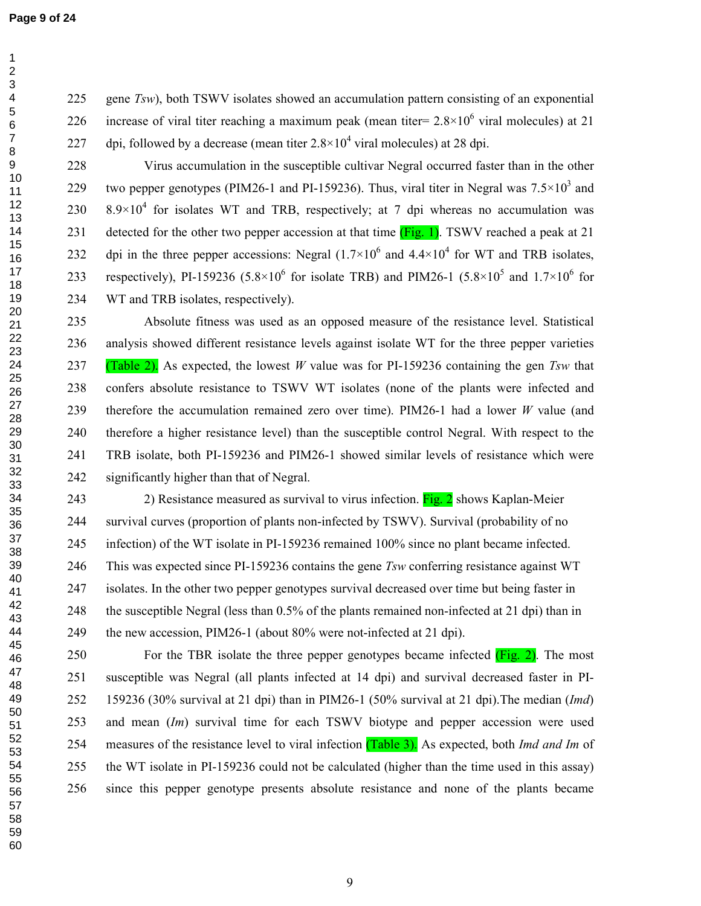gene *Tsw*), both TSWV isolates showed an accumulation pattern consisting of an exponential increase of viral titer reaching a maximum peak (mean titer= $2.8\times10^6$ viral molecules) at 21 dpi, followed by a decrease (mean titer $2.8\times10^4$ viral molecules) at 28 dpi.

Virus accumulation in the susceptible cultivar Negral occurred faster than in the other two pepper genotypes (PIM26-1 and PI-159236). Thus, viral titer in Negral was $7.5\times10^3$ and $8.9\times10^4$ for isolates WT and TRB, respectively; at 7 dpi whereas no accumulation was detected for the other two pepper accession at that time (Fig. 1). TSWV reached a peak at 21 dpi in the three pepper accessions: Negral ($1.7\times10^6$ and $4.4\times10^4$ for WT and TRB isolates, respectively), PI-159236 ($5.8\times10^6$ for isolate TRB) and PIM26-1 ($5.8\times10^5$ and $1.7\times10^6$ for WT and TRB isolates, respectively).

Absolute fitness was used as an opposed measure of the resistance level. Statistical analysis showed different resistance levels against isolate WT for the three pepper varieties (Table 2). As expected, the lowest *W* value was for PI-159236 containing the gen *Tsw* that confers absolute resistance to TSWV WT isolates (none of the plants were infected and therefore the accumulation remained zero over time). PIM26-1 had a lower *W* value (and therefore a higher resistance level) than the susceptible control Negral. With respect to the TRB isolate, both PI-159236 and PIM26-1 showed similar levels of resistance which were significantly higher than that of Negral.

2) Resistance measured as survival to virus infection. Fig. 2 shows Kaplan-Meier survival curves (proportion of plants non-infected by TSWV). Survival (probability of no infection) of the WT isolate in PI-159236 remained 100% since no plant became infected. This was expected since PI-159236 contains the gene *Tsw* conferring resistance against WT isolates. In the other two pepper genotypes survival decreased over time but being faster in the susceptible Negral (less than 0.5% of the plants remained non-infected at 21 dpi) than in the new accession, PIM26-1 (about 80% were not-infected at 21 dpi).

For the TBR isolate the three pepper genotypes became infected (Fig. 2). The most susceptible was Negral (all plants infected at 14 dpi) and survival decreased faster in PI-159236 (30% survival at 21 dpi) than in PIM26-1 (50% survival at 21 dpi).The median (*Imd*) and mean (*Im*) survival time for each TSWV biotype and pepper accession were used measures of the resistance level to viral infection (Table 3). As expected, both *Imd and Im* of the WT isolate in PI-159236 could not be calculated (higher than the time used in this assay) since this pepper genotype presents absolute resistance and none of the plants became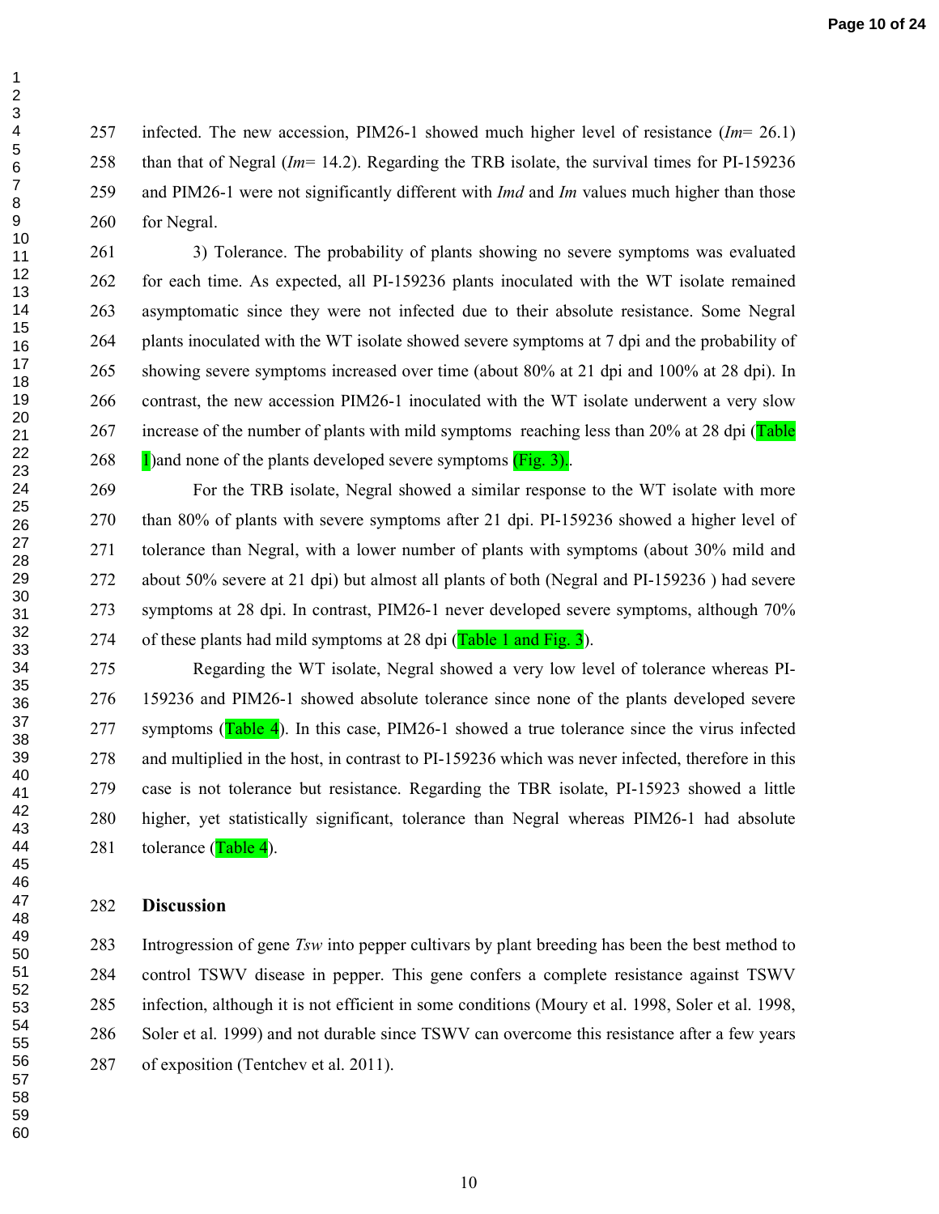infected. The new accession, PIM26-1 showed much higher level of resistance (*Im*= 26.1) than that of Negral (*Im*= 14.2). Regarding the TRB isolate, the survival times for PI-159236 and PIM26-1 were not significantly different with *Imd* and *Im* values much higher than those for Negral.

3) Tolerance. The probability of plants showing no severe symptoms was evaluated for each time. As expected, all PI-159236 plants inoculated with the WT isolate remained asymptomatic since they were not infected due to their absolute resistance. Some Negral plants inoculated with the WT isolate showed severe symptoms at 7 dpi and the probability of showing severe symptoms increased over time (about 80% at 21 dpi and 100% at 28 dpi). In contrast, the new accession PIM26-1 inoculated with the WT isolate underwent a very slow increase of the number of plants with mild symptoms reaching less than 20% at 28 dpi (Table 1)and none of the plants developed severe symptoms (Fig. 3)..

For the TRB isolate, Negral showed a similar response to the WT isolate with more than 80% of plants with severe symptoms after 21 dpi. PI-159236 showed a higher level of tolerance than Negral, with a lower number of plants with symptoms (about 30% mild and about 50% severe at 21 dpi) but almost all plants of both (Negral and PI-159236 ) had severe symptoms at 28 dpi. In contrast, PIM26-1 never developed severe symptoms, although 70% of these plants had mild symptoms at 28 dpi (Table 1 and Fig. 3).

Regarding the WT isolate, Negral showed a very low level of tolerance whereas PI-159236 and PIM26-1 showed absolute tolerance since none of the plants developed severe symptoms (Table 4). In this case, PIM26-1 showed a true tolerance since the virus infected and multiplied in the host, in contrast to PI-159236 which was never infected, therefore in this case is not tolerance but resistance. Regarding the TBR isolate, PI-15923 showed a little higher, yet statistically significant, tolerance than Negral whereas PIM26-1 had absolute tolerance (Table 4).

## Discussion

Introgression of gene *Tsw* into pepper cultivars by plant breeding has been the best method to control TSWV disease in pepper. This gene confers a complete resistance against TSWV infection, although it is not efficient in some conditions (Moury et al. 1998, Soler et al. 1998, Soler et al. 1999) and not durable since TSWV can overcome this resistance after a few years of exposition (Tentchev et al. 2011).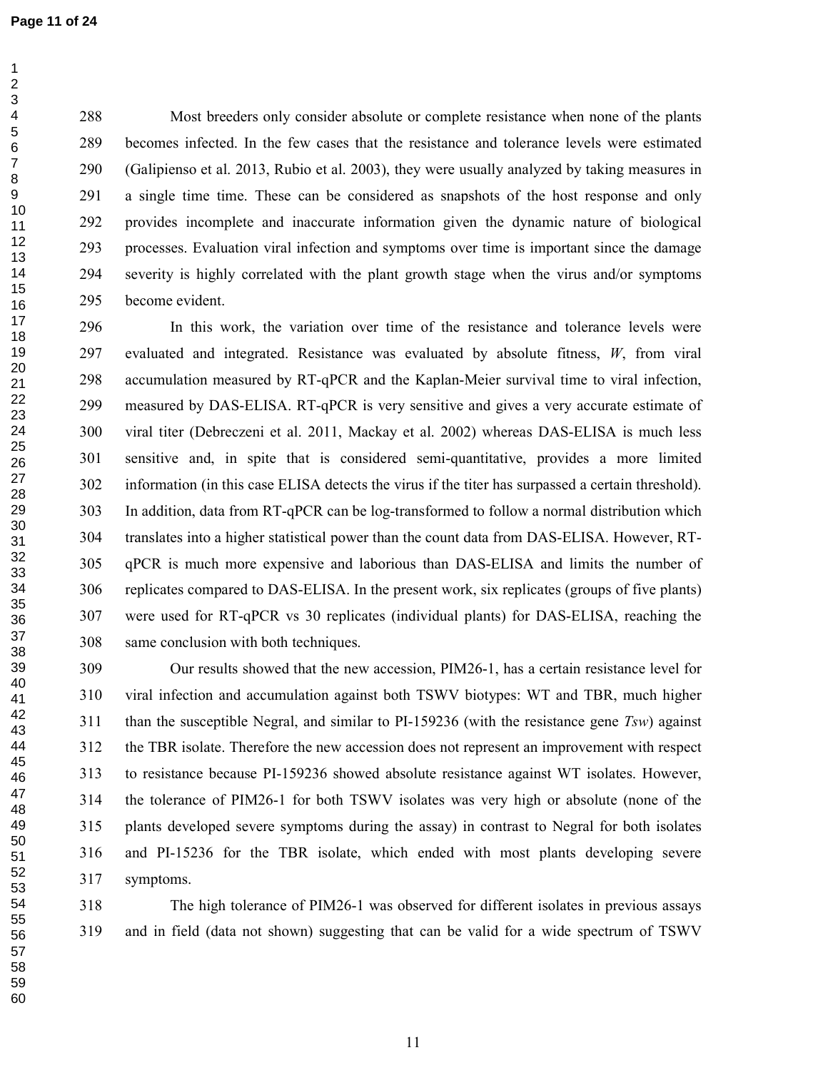Most breeders only consider absolute or complete resistance when none of the plants becomes infected. In the few cases that the resistance and tolerance levels were estimated (Galipienso et al. 2013, Rubio et al. 2003), they were usually analyzed by taking measures in a single time time. These can be considered as snapshots of the host response and only provides incomplete and inaccurate information given the dynamic nature of biological processes. Evaluation viral infection and symptoms over time is important since the damage severity is highly correlated with the plant growth stage when the virus and/or symptoms become evident.

In this work, the variation over time of the resistance and tolerance levels were evaluated and integrated. Resistance was evaluated by absolute fitness, $W$, from viral accumulation measured by RT-qPCR and the Kaplan-Meier survival time to viral infection, measured by DAS-ELISA. RT-qPCR is very sensitive and gives a very accurate estimate of viral titer (Debreczeni et al. 2011, Mackay et al. 2002) whereas DAS-ELISA is much less sensitive and, in spite that is considered semi-quantitative, provides a more limited information (in this case ELISA detects the virus if the titer has surpassed a certain threshold). In addition, data from RT-qPCR can be log-transformed to follow a normal distribution which translates into a higher statistical power than the count data from DAS-ELISA. However, RT-qPCR is much more expensive and laborious than DAS-ELISA and limits the number of replicates compared to DAS-ELISA. In the present work, six replicates (groups of five plants) were used for RT-qPCR vs 30 replicates (individual plants) for DAS-ELISA, reaching the same conclusion with both techniques.

Our results showed that the new accession, PIM26-1, has a certain resistance level for viral infection and accumulation against both TSWV biotypes: WT and TBR, much higher than the susceptible Negral, and similar to PI-159236 (with the resistance gene *Tsw*) against the TBR isolate. Therefore the new accession does not represent an improvement with respect to resistance because PI-159236 showed absolute resistance against WT isolates. However, the tolerance of PIM26-1 for both TSWV isolates was very high or absolute (none of the plants developed severe symptoms during the assay) in contrast to Negral for both isolates and PI-15236 for the TBR isolate, which ended with most plants developing severe symptoms.

The high tolerance of PIM26-1 was observed for different isolates in previous assays and in field (data not shown) suggesting that can be valid for a wide spectrum of TSWV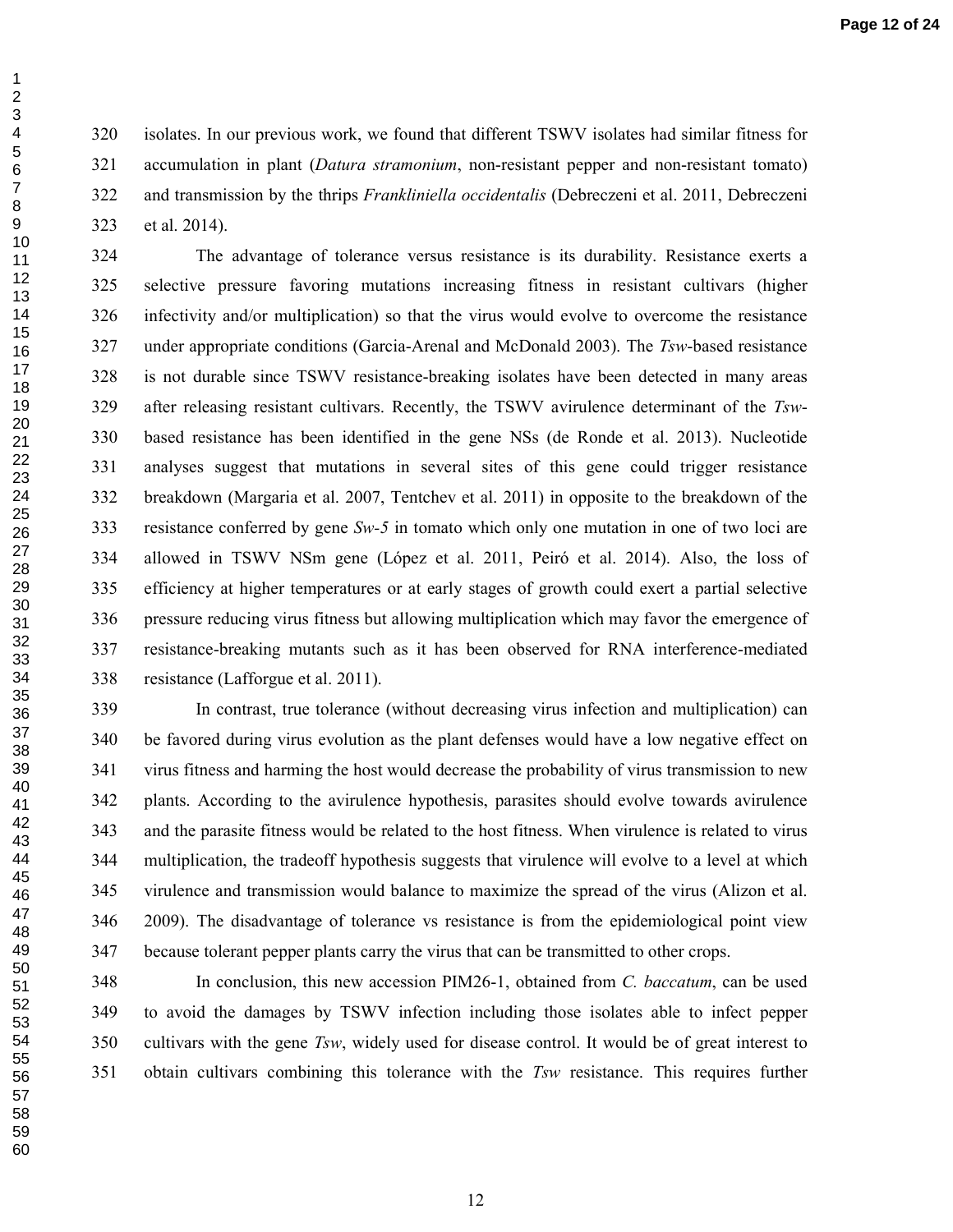isolates. In our previous work, we found that different TSWV isolates had similar fitness for accumulation in plant (*Datura stramonium*, non-resistant pepper and non-resistant tomato) and transmission by the thrips *Frankliniella occidentalis* (Debreczeni et al. 2011, Debreczeni et al. 2014).

The advantage of tolerance versus resistance is its durability. Resistance exerts a selective pressure favoring mutations increasing fitness in resistant cultivars (higher infectivity and/or multiplication) so that the virus would evolve to overcome the resistance under appropriate conditions (Garcia-Arenal and McDonald 2003). The *Tsw*-based resistance is not durable since TSWV resistance-breaking isolates have been detected in many areas after releasing resistant cultivars. Recently, the TSWV avirulence determinant of the *Tsw*-based resistance has been identified in the gene NSs (de Ronde et al. 2013). Nucleotide analyses suggest that mutations in several sites of this gene could trigger resistance breakdown (Margaria et al. 2007, Tentchev et al. 2011) in opposite to the breakdown of the resistance conferred by gene *Sw-5* in tomato which only one mutation in one of two loci are allowed in TSWV NSm gene (López et al. 2011, Peiró et al. 2014). Also, the loss of efficiency at higher temperatures or at early stages of growth could exert a partial selective pressure reducing virus fitness but allowing multiplication which may favor the emergence of resistance-breaking mutants such as it has been observed for RNA interference-mediated resistance (Lafforgue et al. 2011).

In contrast, true tolerance (without decreasing virus infection and multiplication) can be favored during virus evolution as the plant defenses would have a low negative effect on virus fitness and harming the host would decrease the probability of virus transmission to new plants. According to the avirulence hypothesis, parasites should evolve towards avirulence and the parasite fitness would be related to the host fitness. When virulence is related to virus multiplication, the tradeoff hypothesis suggests that virulence will evolve to a level at which virulence and transmission would balance to maximize the spread of the virus (Alizon et al. 2009). The disadvantage of tolerance vs resistance is from the epidemiological point view because tolerant pepper plants carry the virus that can be transmitted to other crops.

In conclusion, this new accession PIM26-1, obtained from *C. baccatum*, can be used to avoid the damages by TSWV infection including those isolates able to infect pepper cultivars with the gene *Tsw*, widely used for disease control. It would be of great interest to obtain cultivars combining this tolerance with the *Tsw* resistance. This requires further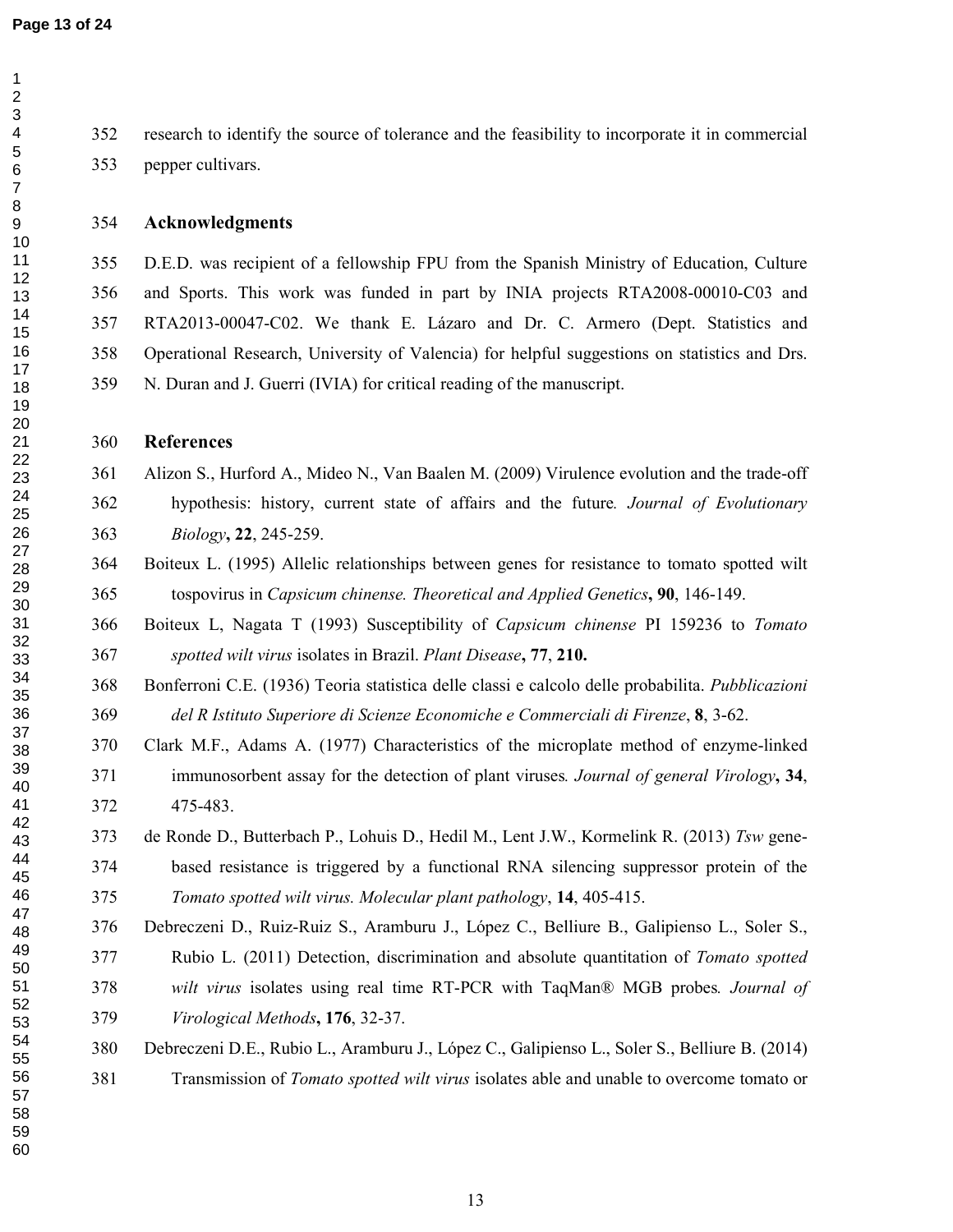research to identify the source of tolerance and the feasibility to incorporate it in commercial pepper cultivars.

## Acknowledgments

D.E.D. was recipient of a fellowship FPU from the Spanish Ministry of Education, Culture and Sports. This work was funded in part by INIA projects RTA2008-00010-C03 and RTA2013-00047-C02. We thank E. Lázaro and Dr. C. Armero (Dept. Statistics and Operational Research, University of Valencia) for helpful suggestions on statistics and Drs. N. Duran and J. Guerri (IVIA) for critical reading of the manuscript.

## References

Alizon S., Hurford A., Mideo N., Van Baalen M. (2009) Virulence evolution and the trade-off hypothesis: history, current state of affairs and the future. *Journal of Evolutionary Biology*, **22**, 245-259.

Boiteux L. (1995) Allelic relationships between genes for resistance to tomato spotted wilt tospovirus in *Capsicum chinense. Theoretical and Applied Genetics*, **90**, 146-149.

Boiteux L, Nagata T (1993) Susceptibility of *Capsicum chinense* PI 159236 to *Tomato spotted wilt virus* isolates in Brazil. *Plant Disease*, **77**, **210.**

Bonferroni C.E. (1936) Teoria statistica delle classi e calcolo delle probabilita. *Pubblicazioni del R Istituto Superiore di Scienze Economiche e Commerciali di Firenze*, **8**, 3-62.

Clark M.F., Adams A. (1977) Characteristics of the microplate method of enzyme-linked immunosorbent assay for the detection of plant viruses. *Journal of general Virology*, **34**, 475-483.

de Ronde D., Butterbach P., Lohuis D., Hedil M., Lent J.W., Kormelink R. (2013) *Tsw* gene-based resistance is triggered by a functional RNA silencing suppressor protein of the *Tomato spotted wilt virus. Molecular plant pathology*, **14**, 405-415.

Debreczeni D., Ruiz-Ruiz S., Aramburu J., López C., Belliure B., Galipienso L., Soler S., Rubio L. (2011) Detection, discrimination and absolute quantitation of *Tomato spotted wilt virus* isolates using real time RT-PCR with TaqMan® MGB probes. *Journal of Virological Methods*, **176**, 32-37.

Debreczeni D.E., Rubio L., Aramburu J., López C., Galipienso L., Soler S., Belliure B. (2014) Transmission of *Tomato spotted wilt virus* isolates able and unable to overcome tomato or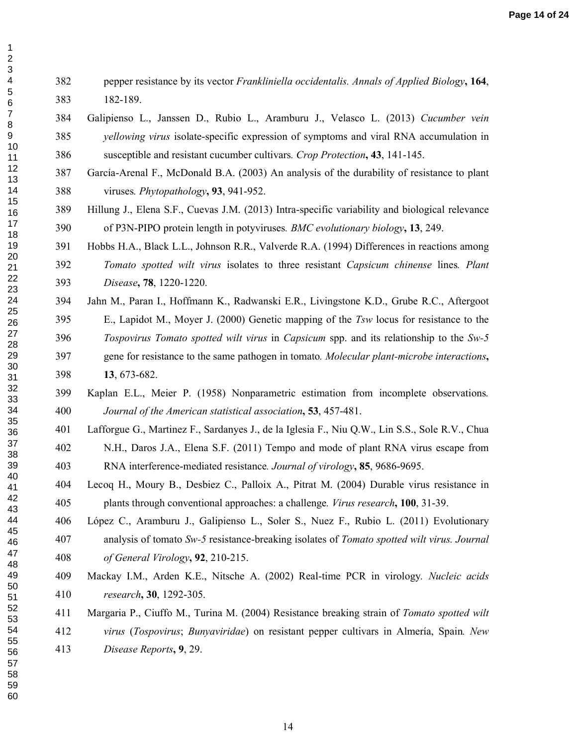pepper resistance by its vector *Frankliniella occidentalis*. *Annals of Applied Biology*, **164**, 182-189.

Galipienso L., Janssen D., Rubio L., Aramburu J., Velasco L. (2013) *Cucumber vein yellowing virus* isolate-specific expression of symptoms and viral RNA accumulation in susceptible and resistant cucumber cultivars. *Crop Protection*, **43**, 141-145.

García-Arenal F., McDonald B.A. (2003) An analysis of the durability of resistance to plant viruses. *Phytopathology*, **93**, 941-952.

Hillung J., Elena S.F., Cuevas J.M. (2013) Intra-specific variability and biological relevance of P3N-PIPO protein length in potyviruses. *BMC evolutionary biology*, **13**, 249.

Hobbs H.A., Black L.L., Johnson R.R., Valverde R.A. (1994) Differences in reactions among *Tomato spotted wilt virus* isolates to three resistant *Capsicum chinense* lines. *Plant Disease*, **78**, 1220-1220.

Jahn M., Paran I., Hoffmann K., Radwanski E.R., Livingstone K.D., Grube R.C., Aftergoot E., Lapidot M., Moyer J. (2000) Genetic mapping of the *Tsw* locus for resistance to the *Tospovirus Tomato spotted wilt virus* in *Capsicum* spp. and its relationship to the *Sw-5* gene for resistance to the same pathogen in tomato. *Molecular plant-microbe interactions*, **13**, 673-682.

Kaplan E.L., Meier P. (1958) Nonparametric estimation from incomplete observations. *Journal of the American statistical association*, **53**, 457-481.

Lafforgue G., Martinez F., Sardanyes J., de la Iglesia F., Niu Q.W., Lin S.S., Sole R.V., Chua N.H., Daros J.A., Elena S.F. (2011) Tempo and mode of plant RNA virus escape from RNA interference-mediated resistance. *Journal of virology*, **85**, 9686-9695.

Lecoq H., Moury B., Desbiez C., Palloix A., Pitrat M. (2004) Durable virus resistance in plants through conventional approaches: a challenge. *Virus research*, **100**, 31-39.

López C., Aramburu J., Galipienso L., Soler S., Nuez F., Rubio L. (2011) Evolutionary analysis of tomato *Sw-5* resistance-breaking isolates of *Tomato spotted wilt virus*. *Journal of General Virology*, **92**, 210-215.

Mackay I.M., Arden K.E., Nitsche A. (2002) Real-time PCR in virology. *Nucleic acids research*, **30**, 1292-305.

Margaria P., Ciuffo M., Turina M. (2004) Resistance breaking strain of *Tomato spotted wilt virus* (*Tospovirus*; *Bunyaviridae*) on resistant pepper cultivars in Almería, Spain. *New Disease Reports*, **9**, 29.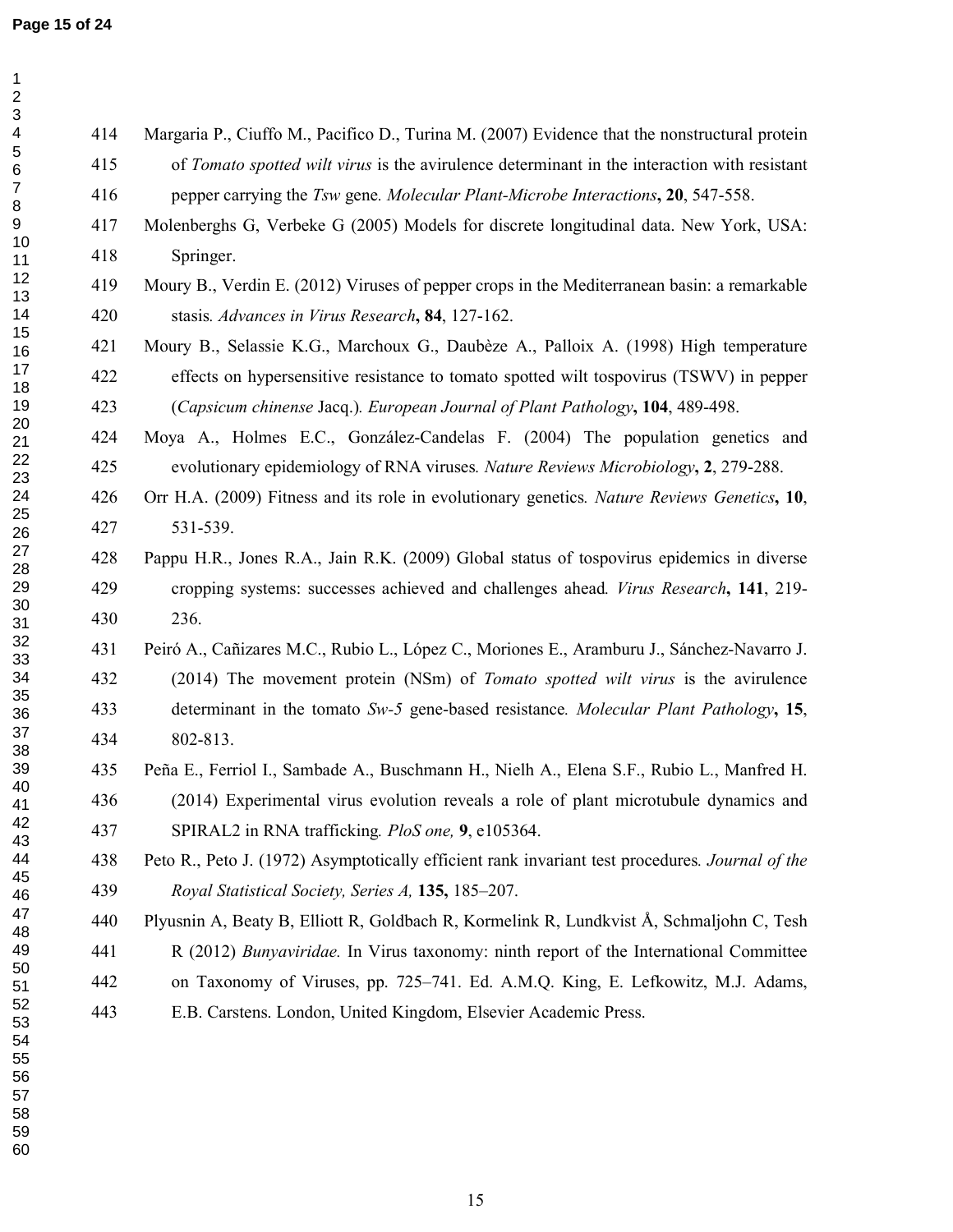Margaria P., Ciuffo M., Pacifico D., Turina M. (2007) Evidence that the nonstructural protein of *Tomato spotted wilt virus* is the avirulence determinant in the interaction with resistant pepper carrying the *Tsw* gene. *Molecular Plant-Microbe Interactions*, **20**, 547-558.

Molenberghs G, Verbeke G (2005) Models for discrete longitudinal data. New York, USA: Springer.

Moury B., Verdin E. (2012) Viruses of pepper crops in the Mediterranean basin: a remarkable stasis. *Advances in Virus Research*, **84**, 127-162.

Moury B., Selassie K.G., Marchoux G., Daubèze A., Palloix A. (1998) High temperature effects on hypersensitive resistance to tomato spotted wilt tospovirus (TSWV) in pepper (*Capsicum chinense* Jacq.). *European Journal of Plant Pathology*, **104**, 489-498.

Moya A., Holmes E.C., González-Candelas F. (2004) The population genetics and evolutionary epidemiology of RNA viruses. *Nature Reviews Microbiology*, **2**, 279-288.

Orr H.A. (2009) Fitness and its role in evolutionary genetics. *Nature Reviews Genetics*, **10**, 531-539.

Pappu H.R., Jones R.A., Jain R.K. (2009) Global status of tospovirus epidemics in diverse cropping systems: successes achieved and challenges ahead. *Virus Research*, **141**, 219-236.

Peiró A., Cañizares M.C., Rubio L., López C., Moriones E., Aramburu J., Sánchez-Navarro J. (2014) The movement protein (NSm) of *Tomato spotted wilt virus* is the avirulence determinant in the tomato *Sw-5* gene-based resistance. *Molecular Plant Pathology*, **15**, 802-813.

Peña E., Ferriol I., Sambade A., Buschmann H., Nielh A., Elena S.F., Rubio L., Manfred H. (2014) Experimental virus evolution reveals a role of plant microtubule dynamics and SPIRAL2 in RNA trafficking. *PloS one,* **9**, e105364.

Peto R., Peto J. (1972) Asymptotically efficient rank invariant test procedures. *Journal of the Royal Statistical Society, Series A,* **135,** 185–207.

Plyusnin A, Beaty B, Elliott R, Goldbach R, Kormelink R, Lundkvist Å, Schmaljohn C, Tesh R (2012) *Bunyaviridae.* In Virus taxonomy: ninth report of the International Committee on Taxonomy of Viruses, pp. 725–741. Ed. A.M.Q. King, E. Lefkowitz, M.J. Adams, E.B. Carstens. London, United Kingdom, Elsevier Academic Press.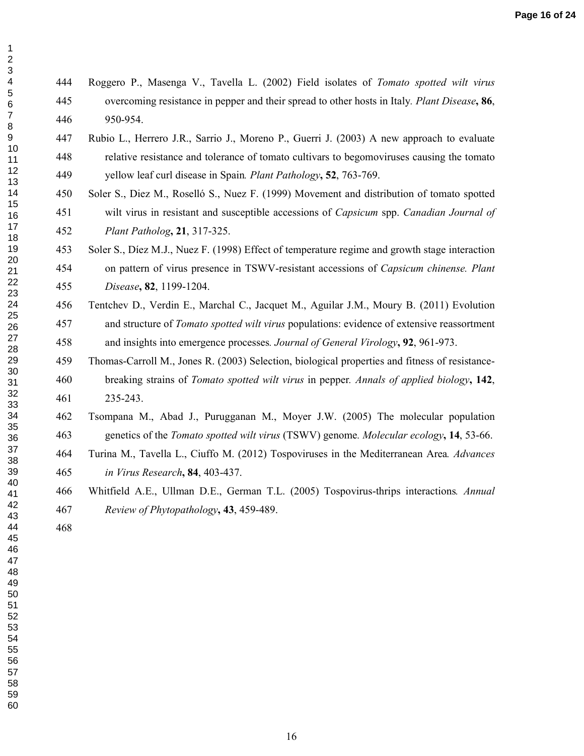Roggero P., Masenga V., Tavella L. (2002) Field isolates of *Tomato spotted wilt virus* overcoming resistance in pepper and their spread to other hosts in Italy. *Plant Disease*, **86**, 950-954.

Rubio L., Herrero J.R., Sarrio J., Moreno P., Guerri J. (2003) A new approach to evaluate relative resistance and tolerance of tomato cultivars to begomoviruses causing the tomato yellow leaf curl disease in Spain. *Plant Pathology*, **52**, 763-769.

Soler S., Diez M., Roselló S., Nuez F. (1999) Movement and distribution of tomato spotted wilt virus in resistant and susceptible accessions of *Capsicum* spp. *Canadian Journal of Plant Patholog*, **21**, 317-325.

Soler S., Díez M.J., Nuez F. (1998) Effect of temperature regime and growth stage interaction on pattern of virus presence in TSWV-resistant accessions of *Capsicum chinense. Plant Disease*, **82**, 1199-1204.

Tentchev D., Verdin E., Marchal C., Jacquet M., Aguilar J.M., Moury B. (2011) Evolution and structure of *Tomato spotted wilt virus* populations: evidence of extensive reassortment and insights into emergence processes. *Journal of General Virology*, **92**, 961-973.

Thomas-Carroll M., Jones R. (2003) Selection, biological properties and fitness of resistance-breaking strains of *Tomato spotted wilt virus* in pepper. *Annals of applied biology*, **142**, 235-243.

Tsompana M., Abad J., Purugganan M., Moyer J.W. (2005) The molecular population genetics of the *Tomato spotted wilt virus* (TSWV) genome. *Molecular ecology*, **14**, 53-66.

Turina M., Tavella L., Ciuffo M. (2012) Tospoviruses in the Mediterranean Area. *Advances in Virus Research*, **84**, 403-437.

Whitfield A.E., Ullman D.E., German T.L. (2005) Tospovirus-thrips interactions. *Annual Review of Phytopathology*, **43**, 459-489.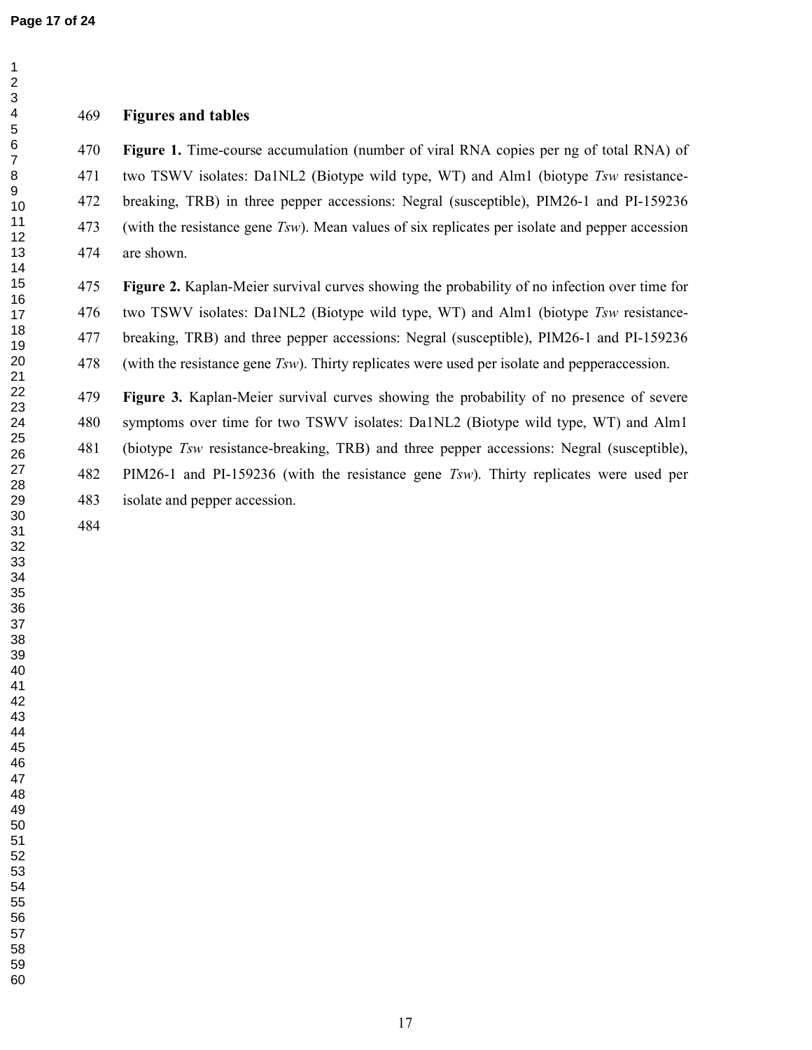## Figures and tables

**Figure 1.** Time-course accumulation (number of viral RNA copies per ng of total RNA) of two TSWV isolates: Da1NL2 (Biotype wild type, WT) and Alm1 (biotype *Tsw* resistance-breaking, TRB) in three pepper accessions: Negral (susceptible), PIM26-1 and PI-159236 (with the resistance gene *Tsw*). Mean values of six replicates per isolate and pepper accession are shown.

**Figure 2.** Kaplan-Meier survival curves showing the probability of no infection over time for two TSWV isolates: Da1NL2 (Biotype wild type, WT) and Alm1 (biotype *Tsw* resistance-breaking, TRB) and three pepper accessions: Negral (susceptible), PIM26-1 and PI-159236 (with the resistance gene *Tsw*). Thirty replicates were used per isolate and pepperaccession.

**Figure 3.** Kaplan-Meier survival curves showing the probability of no presence of severe symptoms over time for two TSWV isolates: Da1NL2 (Biotype wild type, WT) and Alm1 (biotype *Tsw* resistance-breaking, TRB) and three pepper accessions: Negral (susceptible), PIM26-1 and PI-159236 (with the resistance gene *Tsw*). Thirty replicates were used per isolate and pepper accession.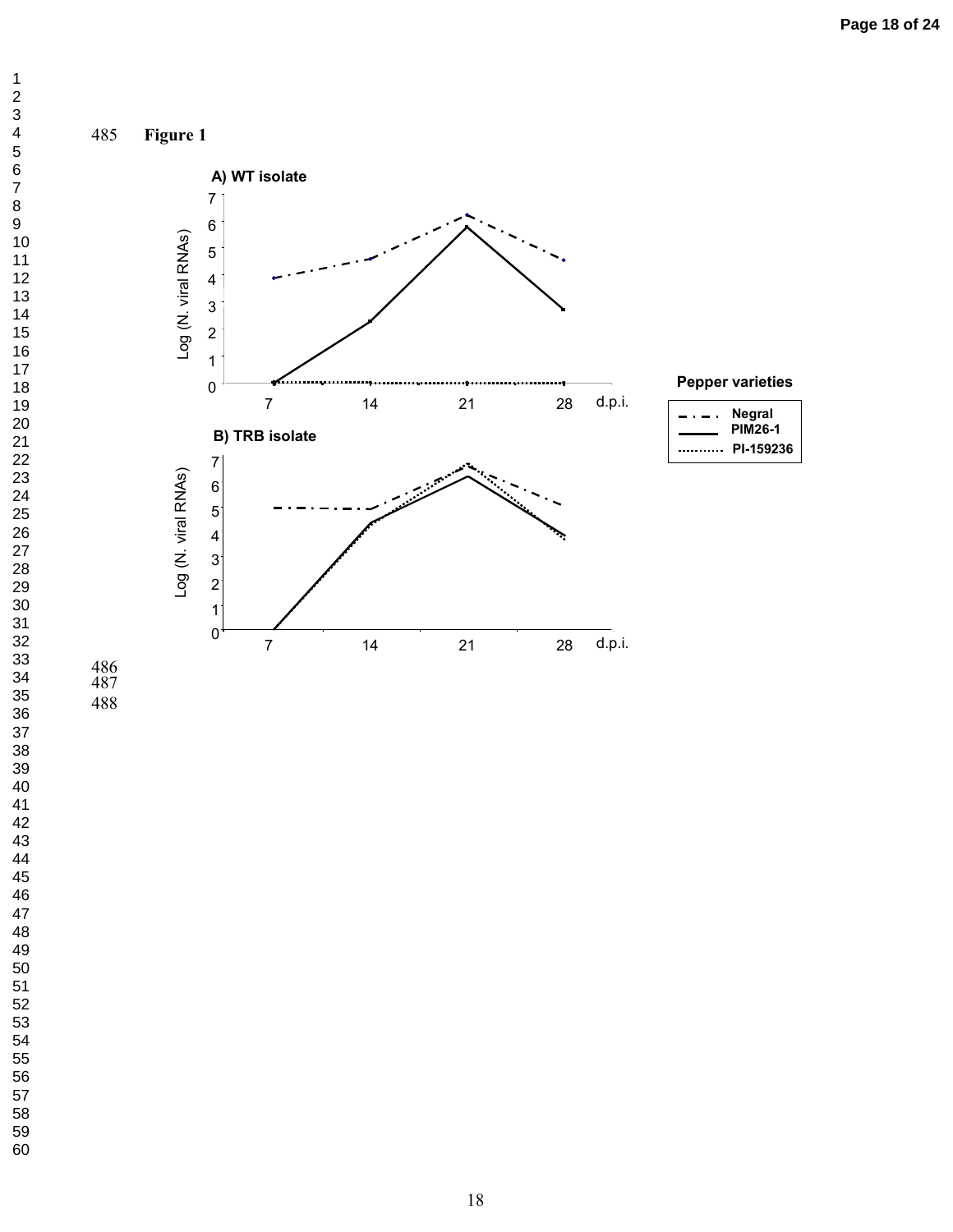**Figure 1**

A) WT isolate

B) TRB isolate

Pepper varieties

- Negral
- PIM26-1
- PI-159236

Log (N. viral RNAs)

d.p.i.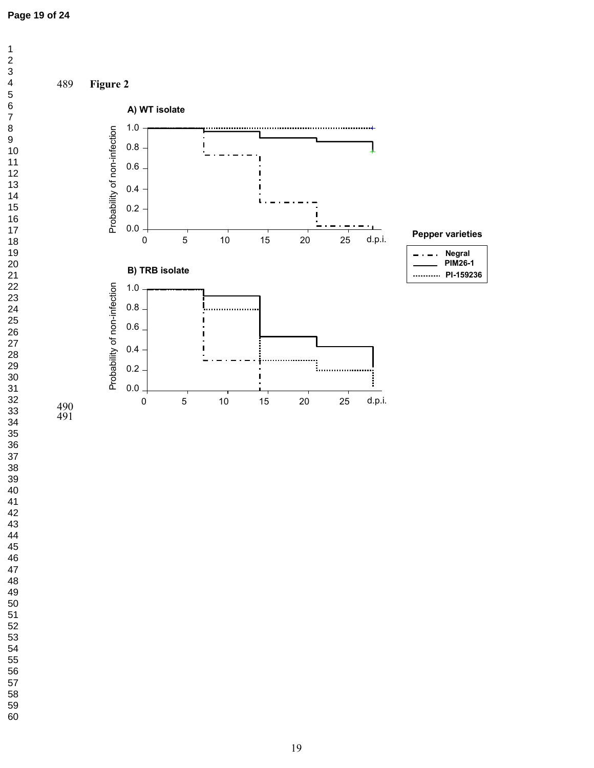**Figure 2**

**A) WT isolate**

**B) TRB isolate**

Probability of non-infection

d.p.i.

**Pepper varieties**

- Negral
- PIM26-1
- PI-159236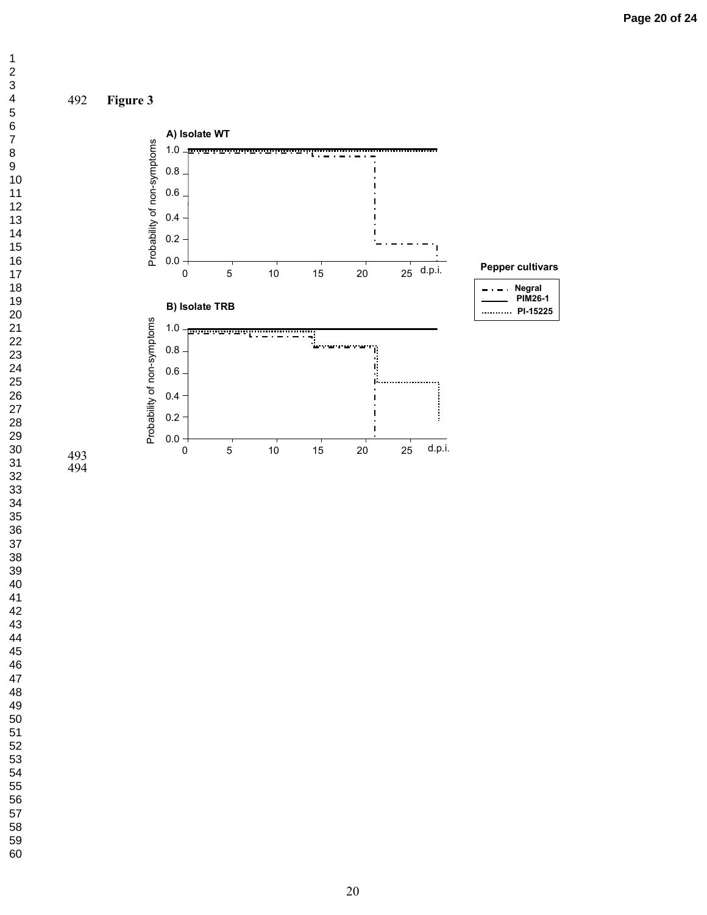Figure 3

A) Isolate WT

Probability of non-symptoms

1.0
0.8
0.6
0.4
0.2
0.0

0 5 10 15 20 25 d.p.i.

Pepper cultivars

Negral
PIM26-1
PI-15225

B) Isolate TRB

Probability of non-symptoms

1.0
0.8
0.6
0.4
0.2
0.0

0 5 10 15 20 25 d.p.i.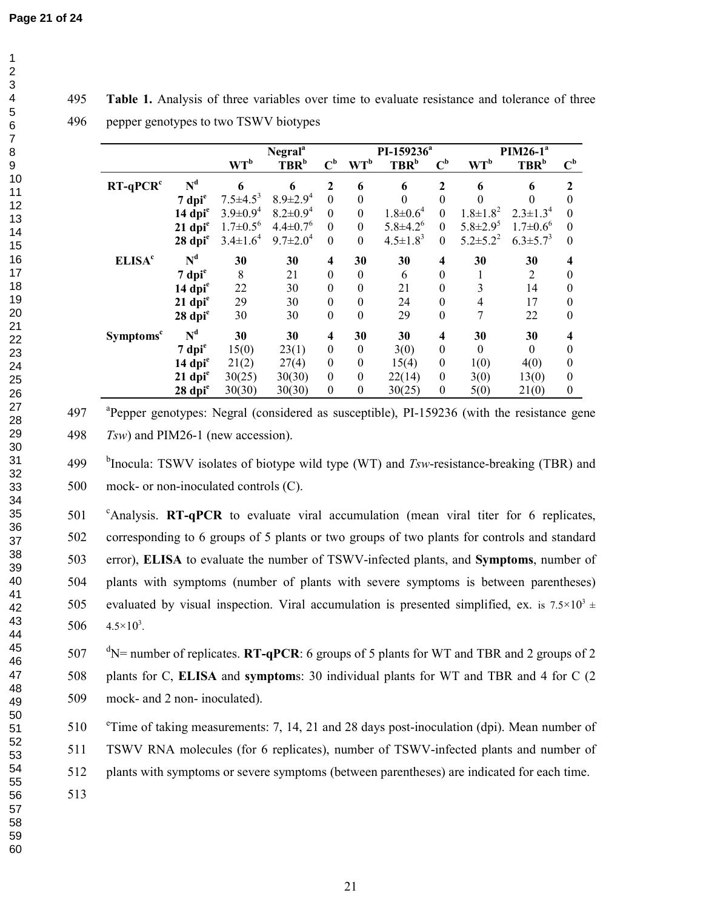**Table 1.** Analysis of three variables over time to evaluate resistance and tolerance of three pepper genotypes to two TSWV biotypes

| | | Negral[a] | | | PI-159236[a] | | | PIM26-1[a] | | |
|---|---|---|---|---|---|---|---|---|---|---|
| | | WT[b] | TBR[b] | C[b] | WT[b] | TBR[b] | C[b] | WT[b] | TBR[b] | C[b] |
| **RT-qPCR**[c] | **N**[d] | **6** | **6** | **2** | **6** | **6** | **2** | **6** | **6** | **2** |
| | **7 dpi**[e] | $7.5±4.5^3$ | $8.9±2.9^4$ | 0 | 0 | 0 | 0 | 0 | 0 | 0 |
| | **14 dpi**[e] | $3.9±0.9^4$ | $8.2±0.9^4$ | 0 | 0 | $1.8±0.6^4$ | 0 | $1.8±1.8^2$ | $2.3±1.3^4$ | 0 |
| | **21 dpi**[e] | $1.7±0.5^6$ | $4.4±0.7^6$ | 0 | 0 | $5.8±4.2^6$ | 0 | $5.8±2.9^5$ | $1.7±0.6^6$ | 0 |
| | **28 dpi**[e] | $3.4±1.6^4$ | $9.7±2.0^4$ | 0 | 0 | $4.5±1.8^3$ | 0 | $5.2±5.2^2$ | $6.3±5.7^3$ | 0 |
| **ELISA**[c] | **N**[d] | **30** | **30** | **4** | **30** | **30** | **4** | **30** | **30** | **4** |
| | **7 dpi**[e] | 8 | 21 | 0 | 0 | 6 | 0 | 1 | 2 | 0 |
| | **14 dpi**[e] | 22 | 30 | 0 | 0 | 21 | 0 | 3 | 14 | 0 |
| | **21 dpi**[e] | 29 | 30 | 0 | 0 | 24 | 0 | 4 | 17 | 0 |
| | **28 dpi**[e] | 30 | 30 | 0 | 0 | 29 | 0 | 7 | 22 | 0 |
| **Symptoms**[c] | **N**[d] | **30** | **30** | **4** | **30** | **30** | **4** | **30** | **30** | **4** |
| | **7 dpi**[e] | 15(0) | 23(1) | 0 | 0 | 3(0) | 0 | 0 | 0 | 0 |
| | **14 dpi**[e] | 21(2) | 27(4) | 0 | 0 | 15(4) | 0 | 1(0) | 4(0) | 0 |
| | **21 dpi**[e] | 30(25) | 30(30) | 0 | 0 | 22(14) | 0 | 3(0) | 13(0) | 0 |
| | **28 dpi**[e] | 30(30) | 30(30) | 0 | 0 | 30(25) | 0 | 5(0) | 21(0) | 0 |

[a]Pepper genotypes: Negral (considered as susceptible), PI-159236 (with the resistance gene *Tsw*) and PIM26-1 (new accession).

[b]Inocula: TSWV isolates of biotype wild type (WT) and *Tsw*-resistance-breaking (TBR) and mock- or non-inoculated controls (C).

[c]Analysis. **RT-qPCR** to evaluate viral accumulation (mean viral titer for 6 replicates, corresponding to 6 groups of 5 plants or two groups of two plants for controls and standard error), **ELISA** to evaluate the number of TSWV-infected plants, and **Symptoms**, number of plants with symptoms (number of plants with severe symptoms is between parentheses) evaluated by visual inspection. Viral accumulation is presented simplified, ex. is $7.5×10^3 ± 4.5×10^3$.

[d]N= number of replicates. **RT-qPCR**: 6 groups of 5 plants for WT and TBR and 2 groups of 2 plants for C, **ELISA** and **symptom**s: 30 individual plants for WT and TBR and 4 for C (2 mock- and 2 non- inoculated).

[e]Time of taking measurements: 7, 14, 21 and 28 days post-inoculation (dpi). Mean number of TSWV RNA molecules (for 6 replicates), number of TSWV-infected plants and number of plants with symptoms or severe symptoms (between parentheses) are indicated for each time.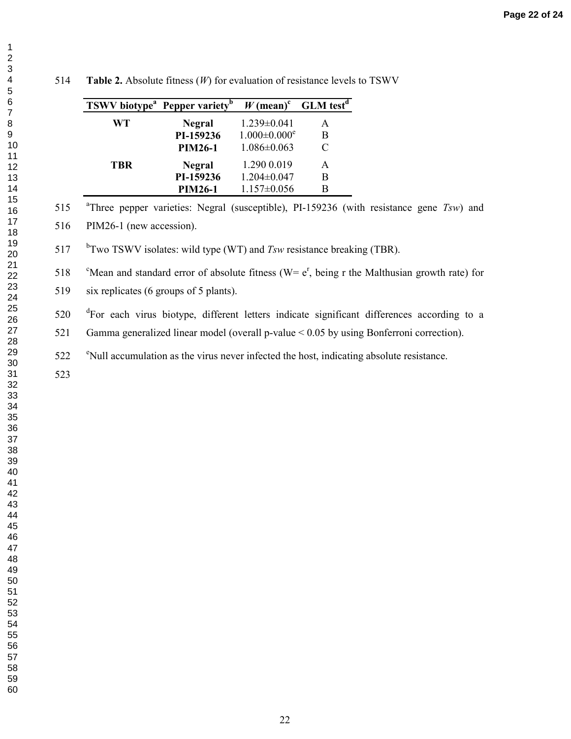**Table 2.** Absolute fitness (*W*) for evaluation of resistance levels to TSWV

| TSWV biotype[a] | Pepper variety[b] | *W* (mean)[c] | GLM test[d] |
|---|---|---|---|
| **WT** | **Negral** | 1.239±0.041 | A |
| | **PI-159236** | 1.000±0.000[e] | B |
| | **PIM26-1** | 1.086±0.063 | C |
| **TBR** | **Negral** | 1.290 0.019 | A |
| | **PI-159236** | 1.204±0.047 | B |
| | **PIM26-1** | 1.157±0.056 | B |

[a]Three pepper varieties: Negral (susceptible), PI-159236 (with resistance gene *Tsw*) and PIM26-1 (new accession).

[b]Two TSWV isolates: wild type (WT) and *Tsw* resistance breaking (TBR).

[c]Mean and standard error of absolute fitness ($W = e^r$, being r the Malthusian growth rate) for six replicates (6 groups of 5 plants).

[d]For each virus biotype, different letters indicate significant differences according to a Gamma generalized linear model (overall p-value < 0.05 by using Bonferroni correction).

[e]Null accumulation as the virus never infected the host, indicating absolute resistance.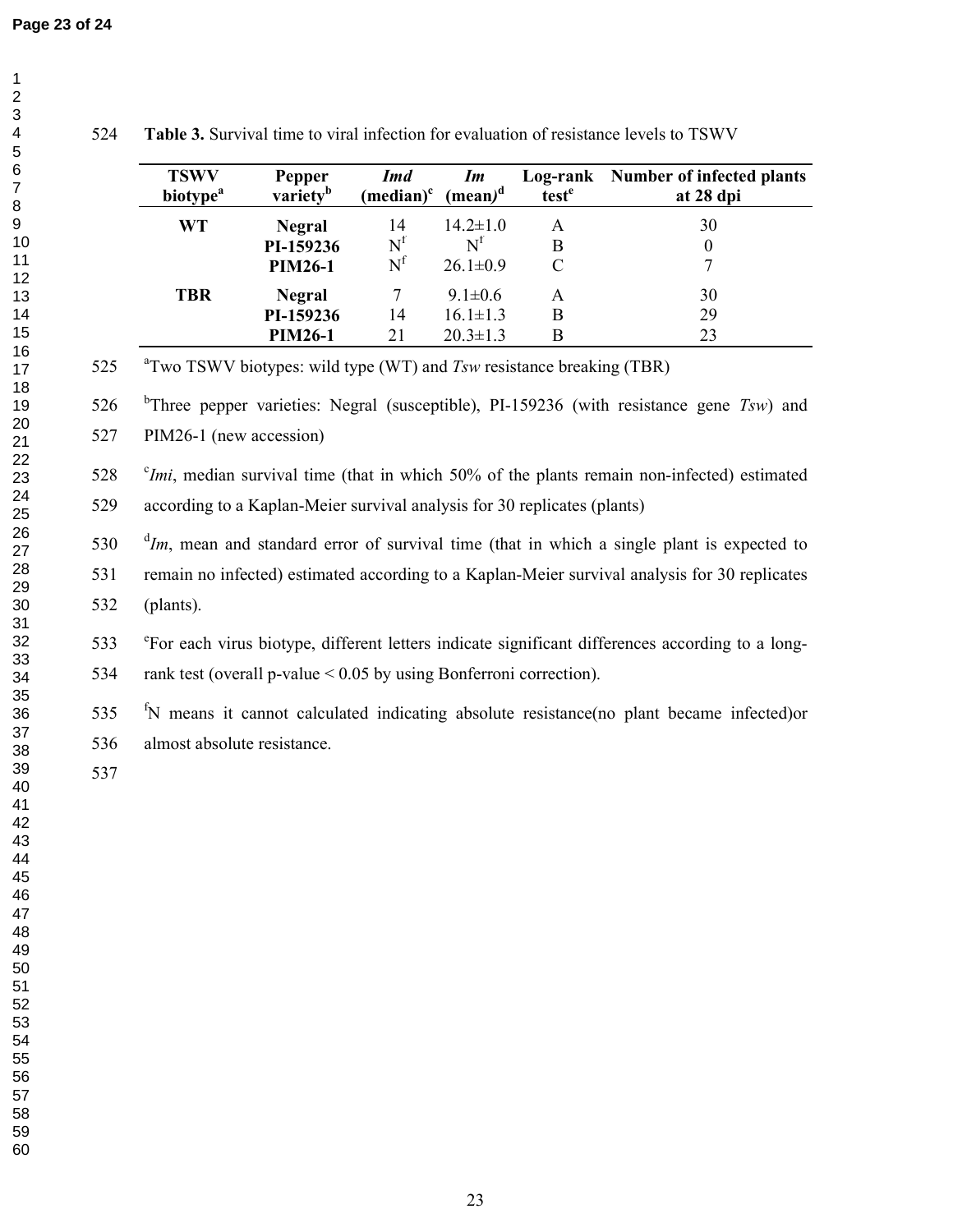**Table 3.** Survival time to viral infection for evaluation of resistance levels to TSWV

| TSWV biotype[a] | Pepper variety[b] | *Imd* (median)[c] | *Im* (mean)[d] | Log-rank test[e] | Number of infected plants at 28 dpi |
|---|---|---|---|---|---|
| **WT** | **Negral** | 14 | 14.2±1.0 | A | 30 |
| | **PI-159236** | N[f] | N[f] | B | 0 |
| | **PIM26-1** | N[f] | 26.1±0.9 | C | 7 |
| **TBR** | **Negral** | 7 | 9.1±0.6 | A | 30 |
| | **PI-159236** | 14 | 16.1±1.3 | B | 29 |
| | **PIM26-1** | 21 | 20.3±1.3 | B | 23 |

[a]Two TSWV biotypes: wild type (WT) and *Tsw* resistance breaking (TBR)

[b]Three pepper varieties: Negral (susceptible), PI-159236 (with resistance gene *Tsw*) and PIM26-1 (new accession)

[c]*Imi*, median survival time (that in which 50% of the plants remain non-infected) estimated according to a Kaplan-Meier survival analysis for 30 replicates (plants)

[d]*Im*, mean and standard error of survival time (that in which a single plant is expected to remain no infected) estimated according to a Kaplan-Meier survival analysis for 30 replicates (plants).

[e]For each virus biotype, different letters indicate significant differences according to a long-rank test (overall p-value < 0.05 by using Bonferroni correction).

[f]N means it cannot calculated indicating absolute resistance(no plant became infected)or almost absolute resistance.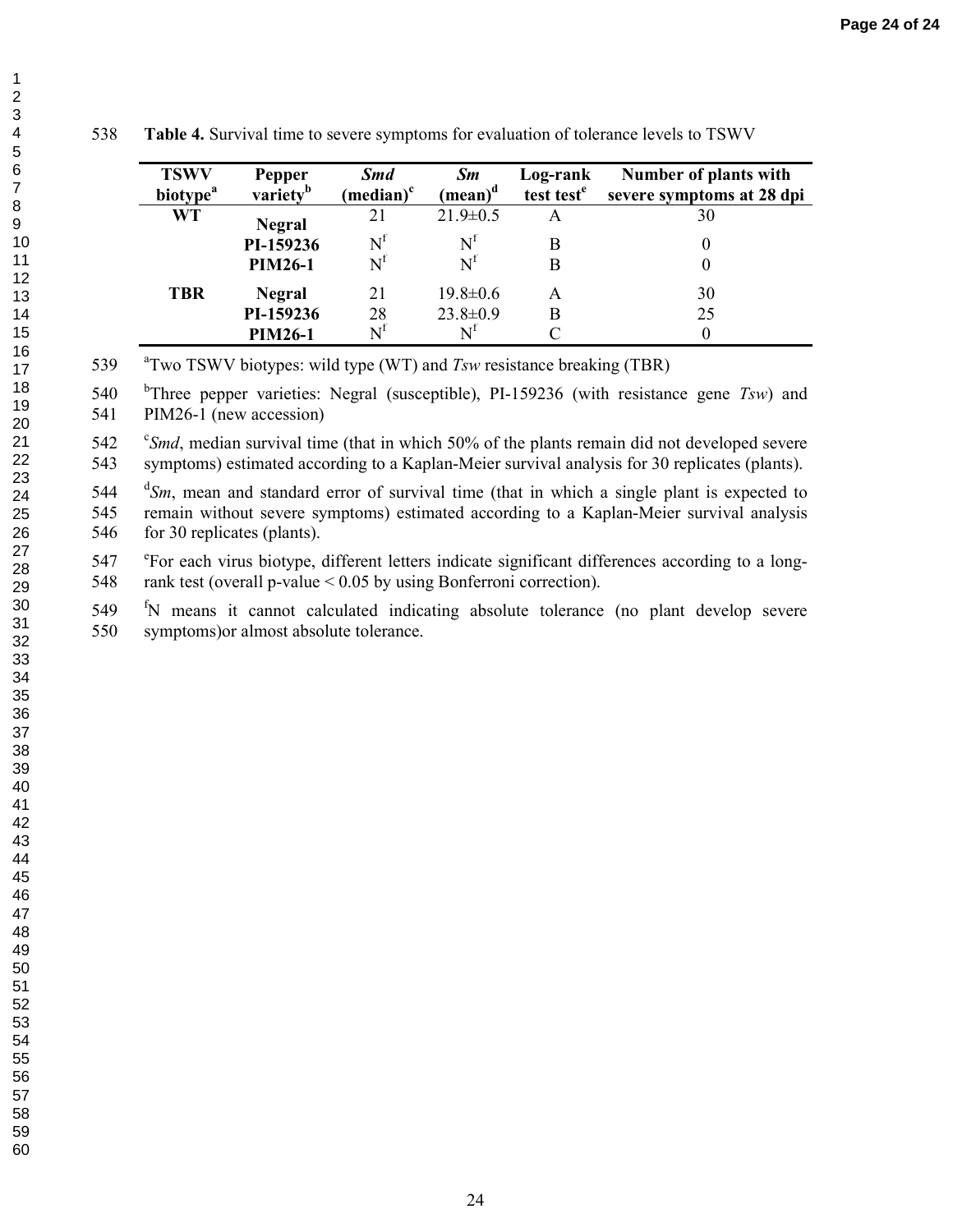**Table 4.** Survival time to severe symptoms for evaluation of tolerance levels to TSWV

| TSWV biotype[a] | Pepper variety[b] | *Smd* (median)[c] | *Sm* (mean)[d] | Log-rank test test[e] | Number of plants with severe symptoms at 28 dpi |
|---|---|---|---|---|---|
| WT | Negral | 21 | 21.9±0.5 | A | 30 |
| | PI-159236 | N[f] | N[f] | B | 0 |
| | PIM26-1 | N[f] | N[f] | B | 0 |
| TBR | Negral | 21 | 19.8±0.6 | A | 30 |
| | PI-159236 | 28 | 23.8±0.9 | B | 25 |
| | PIM26-1 | N[f] | N[f] | C | 0 |

[a]Two TSWV biotypes: wild type (WT) and *Tsw* resistance breaking (TBR)

[b]Three pepper varieties: Negral (susceptible), PI-159236 (with resistance gene *Tsw*) and PIM26-1 (new accession)

[c]*Smd*, median survival time (that in which 50% of the plants remain did not developed severe symptoms) estimated according to a Kaplan-Meier survival analysis for 30 replicates (plants).

[d]*Sm*, mean and standard error of survival time (that in which a single plant is expected to remain without severe symptoms) estimated according to a Kaplan-Meier survival analysis for 30 replicates (plants).

[e]For each virus biotype, different letters indicate significant differences according to a long-rank test (overall p-value < 0.05 by using Bonferroni correction).

[f]N means it cannot calculated indicating absolute tolerance (no plant develop severe symptoms)or almost absolute tolerance.